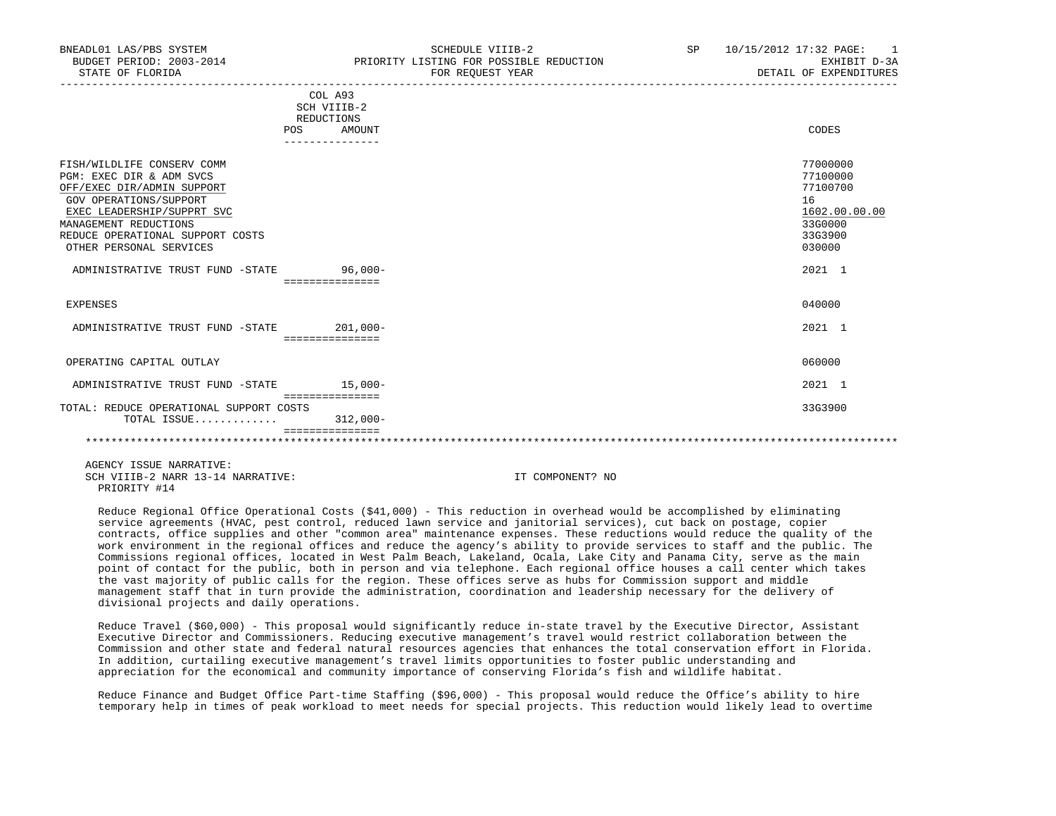BNEADL01 LAS/PBS SYSTEM | SCHEDULE VIIIB-2 | SP 10/15/2012 17:32
BUDGET PERIOD: 2003-2014 | PRIORITY LISTING FOR POSSIBLE REDUCTION | EXHIBIT D-3A
STATE OF FLORIDA | FOR REQUEST YEAR | DETAIL OF EXPENDITURES

| | COL A93 SCH VIIIB-2 REDUCTIONS POS | AMOUNT | CODES |
|---|---|---|---|
| FISH/WILDLIFE CONSERV COMM | | | 77000000 |
| PGM: EXEC DIR & ADM SVCS | | | 77100000 |
| OFF/EXEC DIR/ADMIN SUPPORT | | | 77100700 |
| GOV OPERATIONS/SUPPORT | | | 16 |
| EXEC LEADERSHIP/SUPPRT SVC | | | 1602.00.00.00 |
| MANAGEMENT REDUCTIONS | | | 33G0000 |
| REDUCE OPERATIONAL SUPPORT COSTS | | | 33G3900 |
| OTHER PERSONAL SERVICES | | | 030000 |
| ADMINISTRATIVE TRUST FUND -STATE | | 96,000- | 2021 1 |
| EXPENSES | | | 040000 |
| ADMINISTRATIVE TRUST FUND -STATE | | 201,000- | 2021 1 |
| OPERATING CAPITAL OUTLAY | | | 060000 |
| ADMINISTRATIVE TRUST FUND -STATE | | 15,000- | 2021 1 |
| TOTAL: REDUCE OPERATIONAL SUPPORT COSTS | | | 33G3900 |
| TOTAL ISSUE............ | | 312,000- | |

AGENCY ISSUE NARRATIVE:
SCH VIIIB-2 NARR 13-14 NARRATIVE: IT COMPONENT? NO
PRIORITY #14

Reduce Regional Office Operational Costs ($41,000) - This reduction in overhead would be accomplished by eliminating service agreements (HVAC, pest control, reduced lawn service and janitorial services), cut back on postage, copier contracts, office supplies and other "common area" maintenance expenses. These reductions would reduce the quality of the work environment in the regional offices and reduce the agency's ability to provide services to staff and the public. The Commissions regional offices, located in West Palm Beach, Lakeland, Ocala, Lake City and Panama City, serve as the main point of contact for the public, both in person and via telephone. Each regional office houses a call center which takes the vast majority of public calls for the region. These offices serve as hubs for Commission support and middle management staff that in turn provide the administration, coordination and leadership necessary for the delivery of divisional projects and daily operations.

Reduce Travel ($60,000) - This proposal would significantly reduce in-state travel by the Executive Director, Assistant Executive Director and Commissioners. Reducing executive management's travel would restrict collaboration between the Commission and other state and federal natural resources agencies that enhances the total conservation effort in Florida. In addition, curtailing executive management's travel limits opportunities to foster public understanding and appreciation for the economical and community importance of conserving Florida's fish and wildlife habitat.

Reduce Finance and Budget Office Part-time Staffing ($96,000) - This proposal would reduce the Office's ability to hire temporary help in times of peak workload to meet needs for special projects. This reduction would likely lead to overtime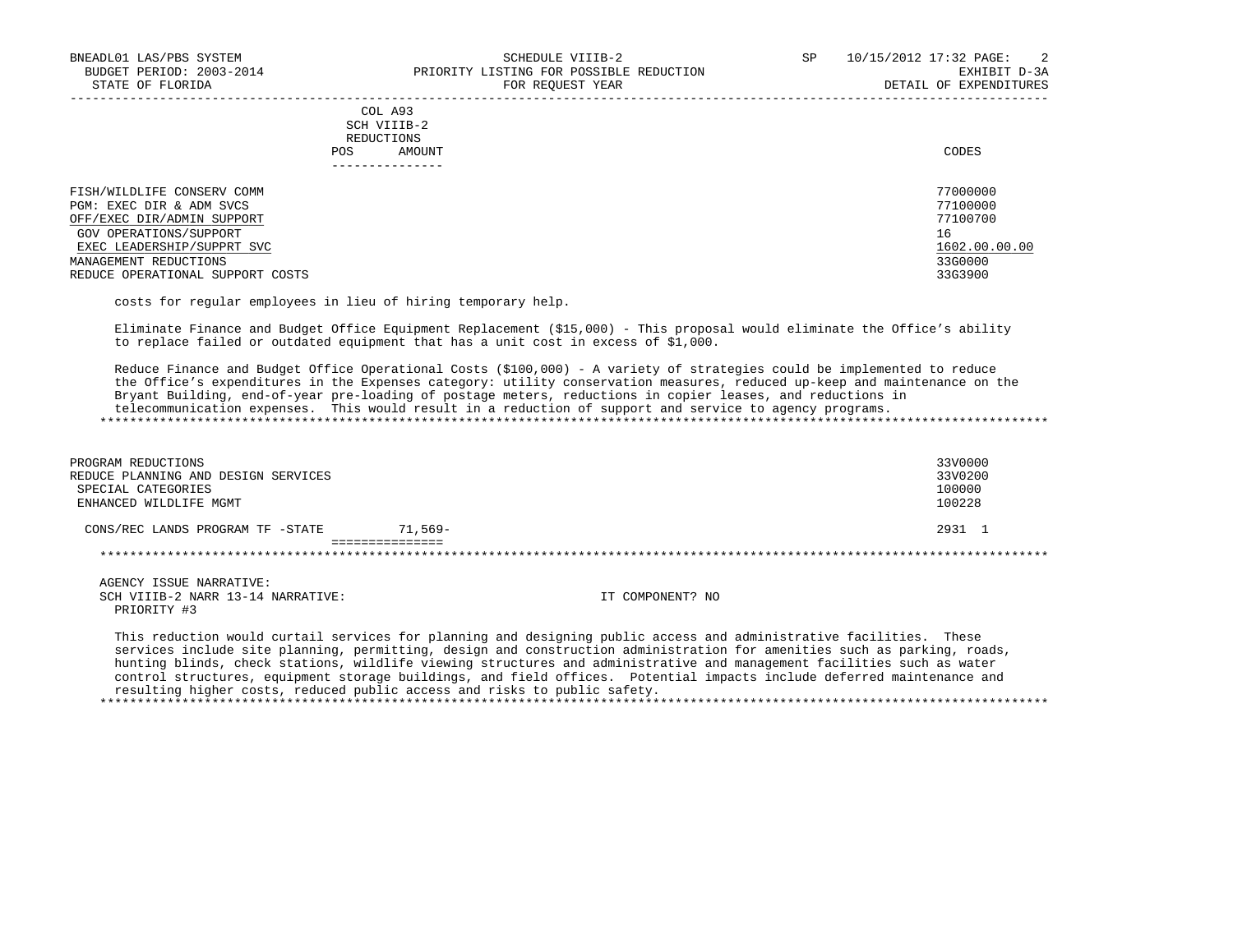| | COL A93 SCH VIIIB-2 REDUCTIONS | | |
|---|---|---|---|
| | POS | AMOUNT | CODES |
| FISH/WILDLIFE CONSERV COMM | | | 77000000 |
| PGM: EXEC DIR & ADM SVCS | | | 77100000 |
| OFF/EXEC DIR/ADMIN SUPPORT | | | 77100700 |
| GOV OPERATIONS/SUPPORT | | | 16 |
| EXEC LEADERSHIP/SUPPRT SVC | | | 1602.00.00.00 |
| MANAGEMENT REDUCTIONS | | | 33G0000 |
| REDUCE OPERATIONAL SUPPORT COSTS | | | 33G3900 |

costs for regular employees in lieu of hiring temporary help.

Eliminate Finance and Budget Office Equipment Replacement ($15,000) - This proposal would eliminate the Office's ability to replace failed or outdated equipment that has a unit cost in excess of $1,000.

Reduce Finance and Budget Office Operational Costs ($100,000) - A variety of strategies could be implemented to reduce the Office's expenditures in the Expenses category: utility conservation measures, reduced up-keep and maintenance on the Bryant Building, end-of-year pre-loading of postage meters, reductions in copier leases, and reductions in telecommunication expenses. This would result in a reduction of support and service to agency programs.

*******************************************************************************************************************

| | POS | AMOUNT | CODES |
|---|---|---|---|
| PROGRAM REDUCTIONS | | | 33V0000 |
| REDUCE PLANNING AND DESIGN SERVICES | | | 33V0200 |
| SPECIAL CATEGORIES | | | 100000 |
| ENHANCED WILDLIFE MGMT | | | 100228 |
| CONS/REC LANDS PROGRAM TF -STATE | | 71,569- | 2931 1 |
| | | =============== | |

*******************************************************************************************************************

AGENCY ISSUE NARRATIVE:

SCH VIIIB-2 NARR 13-14 NARRATIVE: IT COMPONENT? NO

PRIORITY #3

This reduction would curtail services for planning and designing public access and administrative facilities. These services include site planning, permitting, design and construction administration for amenities such as parking, roads, hunting blinds, check stations, wildlife viewing structures and administrative and management facilities such as water control structures, equipment storage buildings, and field offices. Potential impacts include deferred maintenance and resulting higher costs, reduced public access and risks to public safety.

*******************************************************************************************************************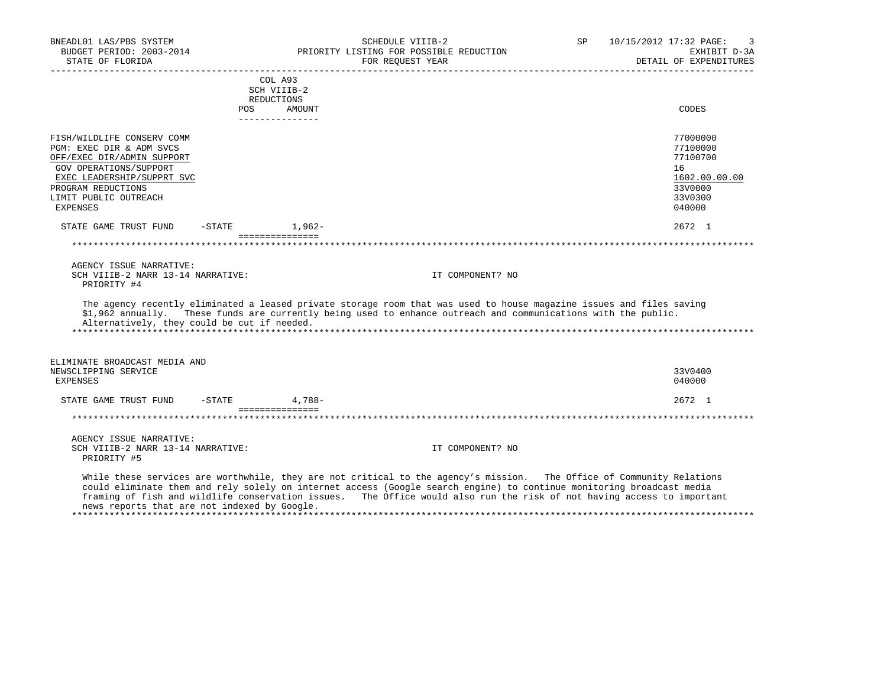| | COL A93 SCH VIIIB-2 REDUCTIONS | | |
|---|---|---|---|
| | POS | AMOUNT | CODES |
| FISH/WILDLIFE CONSERV COMM | | | 77000000 |
| PGM: EXEC DIR & ADM SVCS | | | 77100000 |
| OFF/EXEC DIR/ADMIN SUPPORT | | | 77100700 |
| GOV OPERATIONS/SUPPORT | | | 16 |
| EXEC LEADERSHIP/SUPPRT SVC | | | 1602.00.00.00 |
| PROGRAM REDUCTIONS | | | 33V0000 |
| LIMIT PUBLIC OUTREACH | | | 33V0300 |
| EXPENSES | | | 040000 |
| STATE GAME TRUST FUND -STATE | | 1,962- | 2672 1 |

AGENCY ISSUE NARRATIVE:
SCH VIIIB-2 NARR 13-14 NARRATIVE: IT COMPONENT? NO
PRIORITY #4

The agency recently eliminated a leased private storage room that was used to house magazine issues and files saving $1,962 annually. These funds are currently being used to enhance outreach and communications with the public. Alternatively, they could be cut if needed.

| | POS | AMOUNT | CODES |
|---|---|---|---|
| ELIMINATE BROADCAST MEDIA AND NEWSCLIPPING SERVICE | | | 33V0400 |
| EXPENSES | | | 040000 |
| STATE GAME TRUST FUND -STATE | | 4,788- | 2672 1 |

AGENCY ISSUE NARRATIVE:
SCH VIIIB-2 NARR 13-14 NARRATIVE: IT COMPONENT? NO
PRIORITY #5

While these services are worthwhile, they are not critical to the agency's mission. The Office of Community Relations could eliminate them and rely solely on internet access (Google search engine) to continue monitoring broadcast media framing of fish and wildlife conservation issues. The Office would also run the risk of not having access to important news reports that are not indexed by Google.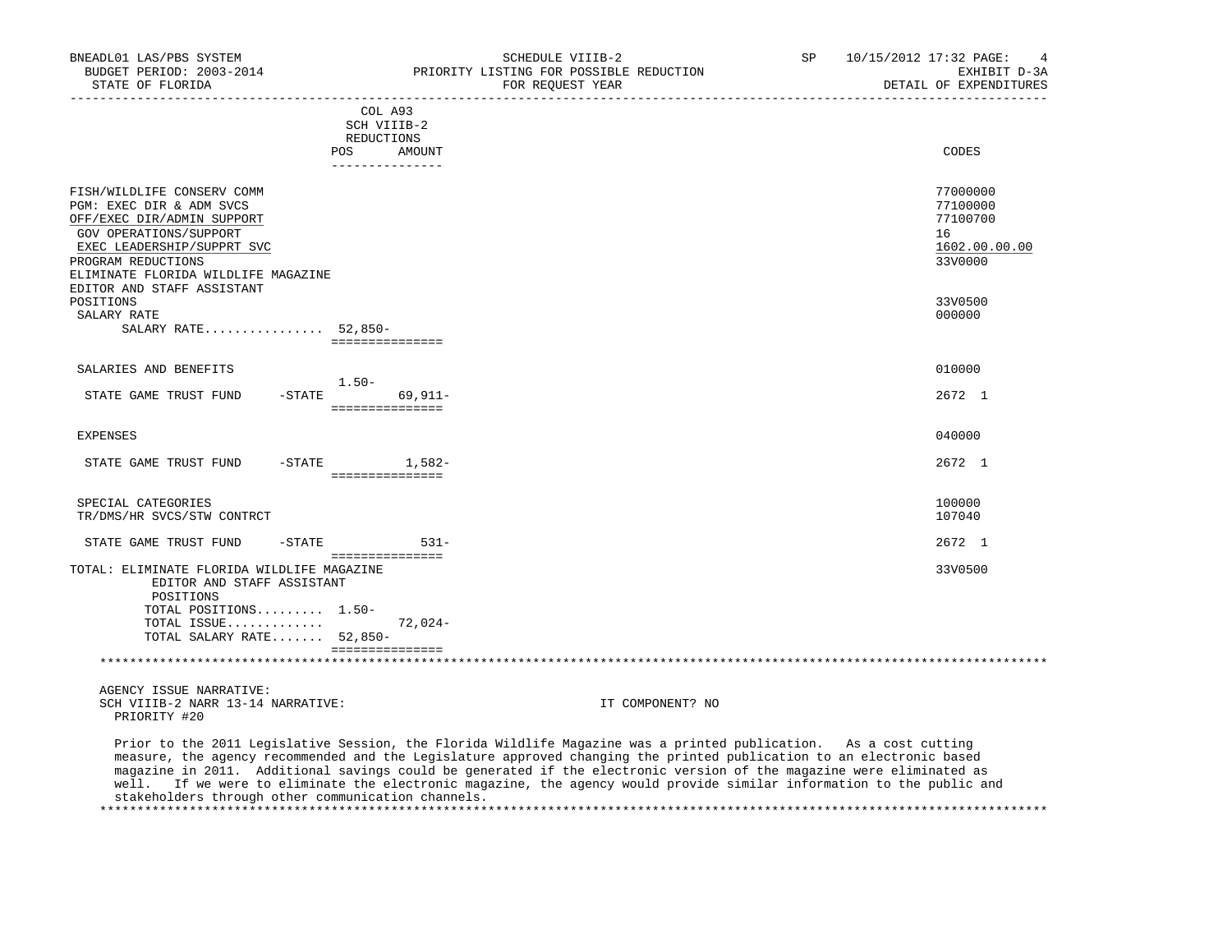BNEADL01 LAS/PBS SYSTEM | SCHEDULE VIIIB-2 | SP 10/15/2012 17:32
BUDGET PERIOD: 2003-2014 | PRIORITY LISTING FOR POSSIBLE REDUCTION | EXHIBIT D-3A
STATE OF FLORIDA | FOR REQUEST YEAR | DETAIL OF EXPENDITURES

| | COL A93 SCH VIIIB-2 REDUCTIONS POS | AMOUNT | CODES |
|---|---|---|---|
| FISH/WILDLIFE CONSERV COMM | | | 77000000 |
| PGM: EXEC DIR & ADM SVCS | | | 77100000 |
| OFF/EXEC DIR/ADMIN SUPPORT | | | 77100700 |
| GOV OPERATIONS/SUPPORT | | | 16 |
| EXEC LEADERSHIP/SUPPRT SVC | | | 1602.00.00.00 |
| PROGRAM REDUCTIONS | | | 33V0000 |
| ELIMINATE FLORIDA WILDLIFE MAGAZINE EDITOR AND STAFF ASSISTANT POSITIONS | | | 33V0500 |
| SALARY RATE | | | 000000 |
| SALARY RATE................ | 52,850- | | |
| SALARIES AND BENEFITS | | | 010000 |
| STATE GAME TRUST FUND -STATE | 1.50- | 69,911- | 2672 1 |
| EXPENSES | | | 040000 |
| STATE GAME TRUST FUND -STATE | | 1,582- | 2672 1 |
| SPECIAL CATEGORIES | | | 100000 |
| TR/DMS/HR SVCS/STW CONTRCT | | | 107040 |
| STATE GAME TRUST FUND -STATE | | 531- | 2672 1 |
| TOTAL: ELIMINATE FLORIDA WILDLIFE MAGAZINE EDITOR AND STAFF ASSISTANT POSITIONS | | | 33V0500 |
| TOTAL POSITIONS......... | 1.50- | | |
| TOTAL ISSUE............. | | 72,024- | |
| TOTAL SALARY RATE....... | 52,850- | | |

AGENCY ISSUE NARRATIVE:
SCH VIIIB-2 NARR 13-14 NARRATIVE: IT COMPONENT? NO
PRIORITY #20

Prior to the 2011 Legislative Session, the Florida Wildlife Magazine was a printed publication. As a cost cutting measure, the agency recommended and the Legislature approved changing the printed publication to an electronic based magazine in 2011. Additional savings could be generated if the electronic version of the magazine were eliminated as well. If we were to eliminate the electronic magazine, the agency would provide similar information to the public and stakeholders through other communication channels.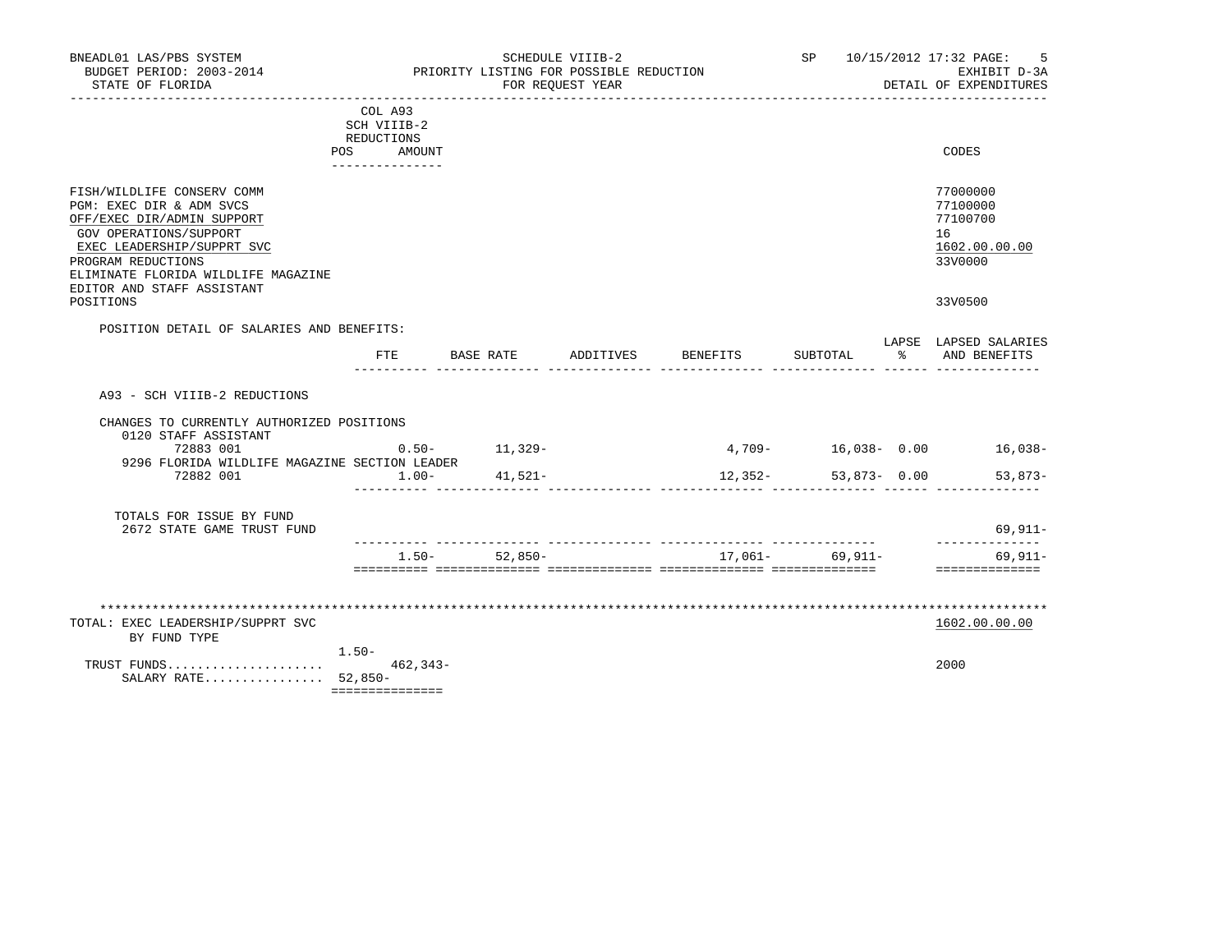BNEADL01 LAS/PBS SYSTEM — SCHEDULE VIIIB-2 — SP 10/15/2012 17:32

BUDGET PERIOD: 2003-2014 — PRIORITY LISTING FOR POSSIBLE REDUCTION — EXHIBIT D-3A

STATE OF FLORIDA — FOR REQUEST YEAR — DETAIL OF EXPENDITURES

| | COL A93 SCH VIIIB-2 REDUCTIONS POS AMOUNT | CODES |
|---|---|---|
| FISH/WILDLIFE CONSERV COMM | | 77000000 |
| PGM: EXEC DIR & ADM SVCS | | 77100000 |
| OFF/EXEC DIR/ADMIN SUPPORT | | 77100700 |
| GOV OPERATIONS/SUPPORT | | 16 |
| EXEC LEADERSHIP/SUPPRT SVC | | 1602.00.00.00 |
| PROGRAM REDUCTIONS | | 33V0000 |
| ELIMINATE FLORIDA WILDLIFE MAGAZINE EDITOR AND STAFF ASSISTANT POSITIONS | | 33V0500 |

POSITION DETAIL OF SALARIES AND BENEFITS:

| | FTE | BASE RATE | ADDITIVES | BENEFITS | SUBTOTAL | LAPSE % | LAPSED SALARIES AND BENEFITS |
|---|---|---|---|---|---|---|---|
| A93 - SCH VIIIB-2 REDUCTIONS | | | | | | | |
| CHANGES TO CURRENTLY AUTHORIZED POSITIONS | | | | | | | |
| 0120 STAFF ASSISTANT | | | | | | | |
| 72883 001 | 0.50- | 11,329- | | 4,709- | 16,038- | 0.00 | 16,038- |
| 9296 FLORIDA WILDLIFE MAGAZINE SECTION LEADER | | | | | | | |
| 72882 001 | 1.00- | 41,521- | | 12,352- | 53,873- | 0.00 | 53,873- |
| TOTALS FOR ISSUE BY FUND | | | | | | | |
| 2672 STATE GAME TRUST FUND | | | | | | | 69,911- |
| | 1.50- | 52,850- | | 17,061- | 69,911- | | 69,911- |

| TOTAL: EXEC LEADERSHIP/SUPPRT SVC BY FUND TYPE | POS / AMOUNT | CODES |
|---|---|---|
| | | 1602.00.00.00 |
| | 1.50- | |
| TRUST FUNDS..................... | 462,343- | 2000 |
| SALARY RATE................ | 52,850- | |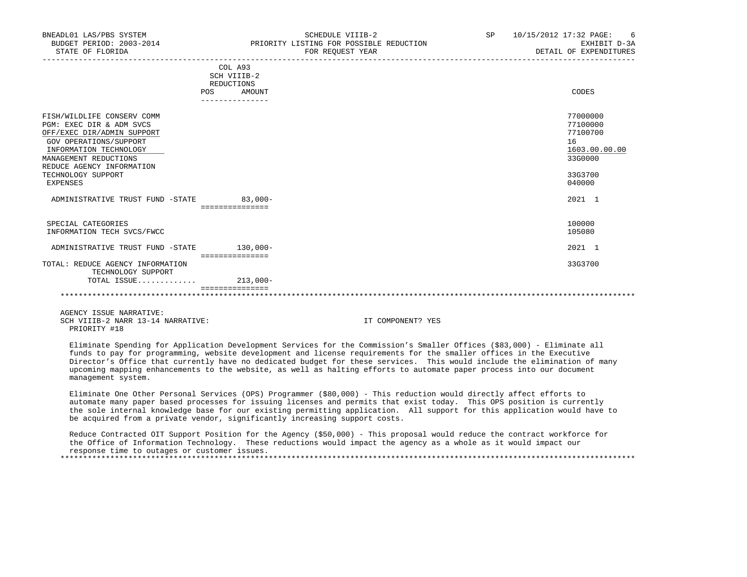BNEADL01 LAS/PBS SYSTEM — BUDGET PERIOD: 2003-2014 — STATE OF FLORIDA

SCHEDULE VIIIB-2 — PRIORITY LISTING FOR POSSIBLE REDUCTION — FOR REQUEST YEAR

SP 10/15/2012 17:32 — EXHIBIT D-3A — DETAIL OF EXPENDITURES

| | COL A93 SCH VIIIB-2 REDUCTIONS POS | AMOUNT | CODES |
|---|---|---|---|
| FISH/WILDLIFE CONSERV COMM | | | 77000000 |
| PGM: EXEC DIR & ADM SVCS | | | 77100000 |
| OFF/EXEC DIR/ADMIN SUPPORT | | | 77100700 |
| GOV OPERATIONS/SUPPORT | | | 16 |
| INFORMATION TECHNOLOGY | | | 1603.00.00.00 |
| MANAGEMENT REDUCTIONS | | | 33G0000 |
| REDUCE AGENCY INFORMATION TECHNOLOGY SUPPORT | | | 33G3700 |
| EXPENSES | | | 040000 |
| ADMINISTRATIVE TRUST FUND -STATE | | 83,000- | 2021 1 |
| SPECIAL CATEGORIES | | | 100000 |
| INFORMATION TECH SVCS/FWCC | | | 105080 |
| ADMINISTRATIVE TRUST FUND -STATE | | 130,000- | 2021 1 |
| TOTAL: REDUCE AGENCY INFORMATION TECHNOLOGY SUPPORT | | | 33G3700 |
| TOTAL ISSUE............. | | 213,000- | |

AGENCY ISSUE NARRATIVE:

SCH VIIIB-2 NARR 13-14 NARRATIVE: IT COMPONENT? YES

PRIORITY #18

Eliminate Spending for Application Development Services for the Commission's Smaller Offices ($83,000) - Eliminate all funds to pay for programming, website development and license requirements for the smaller offices in the Executive Director's Office that currently have no dedicated budget for these services. This would include the elimination of many upcoming mapping enhancements to the website, as well as halting efforts to automate paper process into our document management system.

Eliminate One Other Personal Services (OPS) Programmer ($80,000) - This reduction would directly affect efforts to automate many paper based processes for issuing licenses and permits that exist today. This OPS position is currently the sole internal knowledge base for our existing permitting application. All support for this application would have to be acquired from a private vendor, significantly increasing support costs.

Reduce Contracted OIT Support Position for the Agency ($50,000) - This proposal would reduce the contract workforce for the Office of Information Technology. These reductions would impact the agency as a whole as it would impact our response time to outages or customer issues.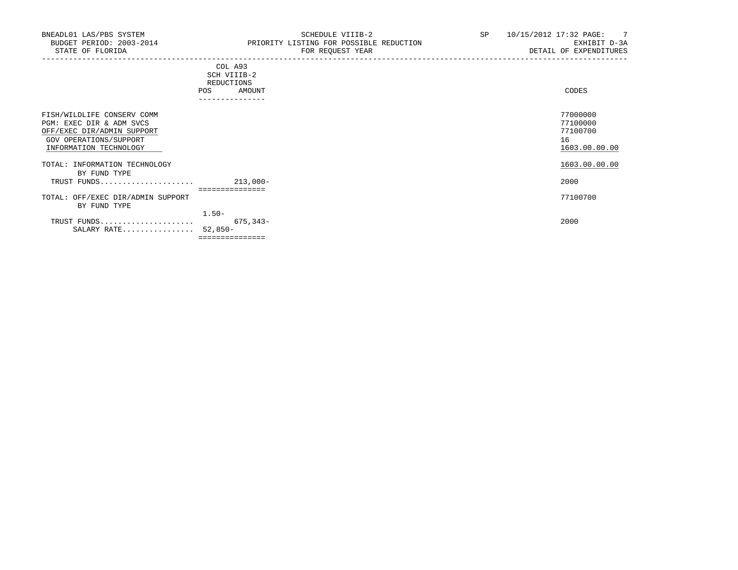BNEADL01 LAS/PBS SYSTEM
BUDGET PERIOD: 2003-2014
STATE OF FLORIDA

SCHEDULE VIIIB-2
PRIORITY LISTING FOR POSSIBLE REDUCTION
FOR REQUEST YEAR

SP 10/15/2012 17:32
EXHIBIT D-3A
DETAIL OF EXPENDITURES

| | COL A93 SCH VIIIB-2 REDUCTIONS POS | AMOUNT | CODES |
|---|---|---|---|
| FISH/WILDLIFE CONSERV COMM | | | 77000000 |
| PGM: EXEC DIR & ADM SVCS | | | 77100000 |
| OFF/EXEC DIR/ADMIN SUPPORT | | | 77100700 |
| GOV OPERATIONS/SUPPORT | | | 16 |
| INFORMATION TECHNOLOGY | | | 1603.00.00.00 |
| TOTAL: INFORMATION TECHNOLOGY | | | 1603.00.00.00 |
| BY FUND TYPE | | | |
| TRUST FUNDS..................... | | 213,000- | 2000 |
| TOTAL: OFF/EXEC DIR/ADMIN SUPPORT | | | 77100700 |
| BY FUND TYPE | | | |
| | 1.50- | | |
| TRUST FUNDS..................... | | 675,343- | 2000 |
| SALARY RATE................ | 52,850- | | |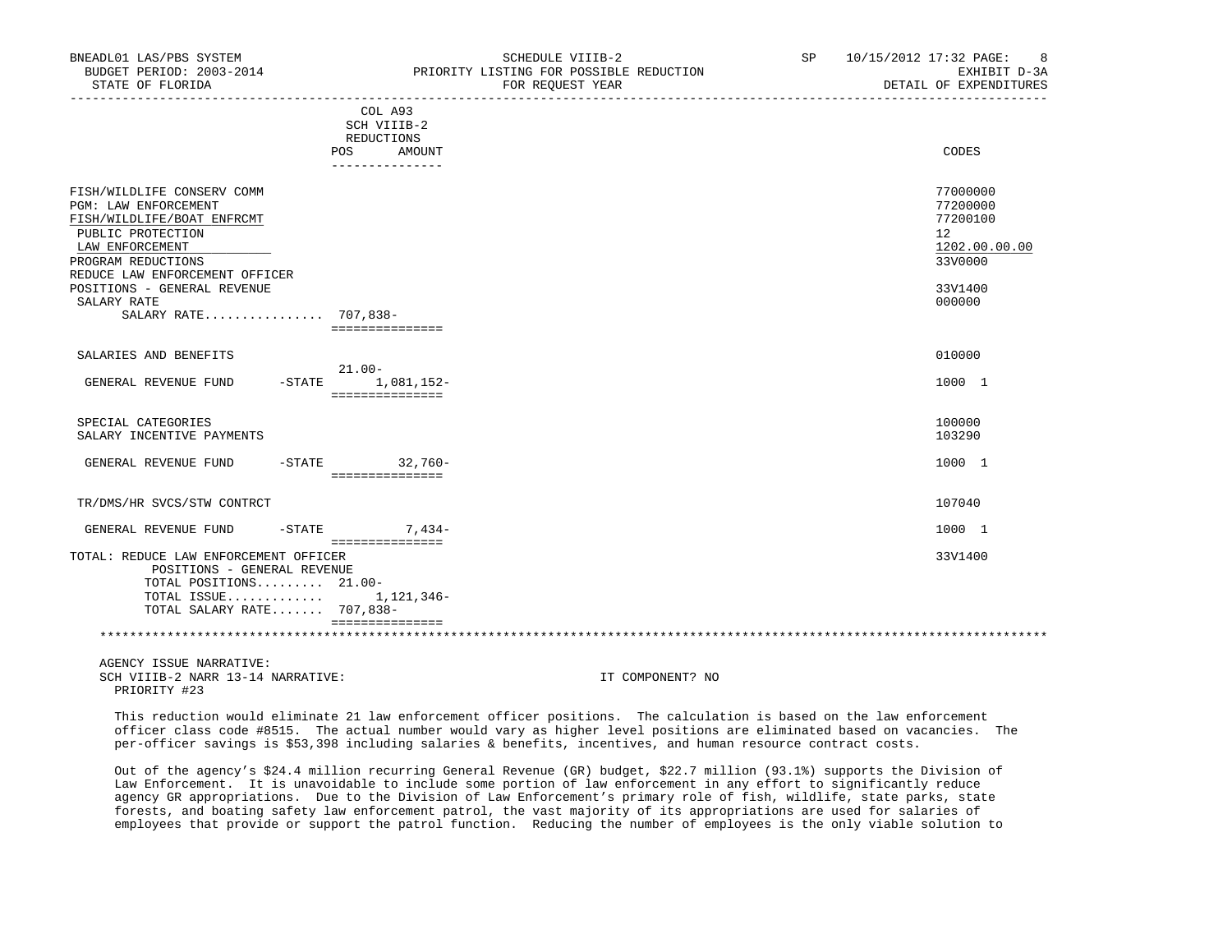BNEADL01 LAS/PBS SYSTEM
BUDGET PERIOD: 2003-2014
STATE OF FLORIDA

SCHEDULE VIIIB-2
PRIORITY LISTING FOR POSSIBLE REDUCTION
FOR REQUEST YEAR

SP 10/15/2012 17:32 PAGE: 8
EXHIBIT D-3A
DETAIL OF EXPENDITURES

| | COL A93 SCH VIIIB-2 REDUCTIONS POS | AMOUNT | CODES |
|---|---|---|---|
| FISH/WILDLIFE CONSERV COMM | | | 77000000 |
| PGM: LAW ENFORCEMENT | | | 77200000 |
| FISH/WILDLIFE/BOAT ENFRCMT | | | 77200100 |
| PUBLIC PROTECTION | | | 12 |
| LAW ENFORCEMENT | | | 1202.00.00.00 |
| PROGRAM REDUCTIONS | | | 33V0000 |
| REDUCE LAW ENFORCEMENT OFFICER POSITIONS - GENERAL REVENUE | | | 33V1400 |
| SALARY RATE | | | 000000 |
| SALARY RATE................ | 707,838- | | |
| SALARIES AND BENEFITS | | | 010000 |
| GENERAL REVENUE FUND -STATE | 21.00- | 1,081,152- | 1000 1 |
| SPECIAL CATEGORIES | | | 100000 |
| SALARY INCENTIVE PAYMENTS | | | 103290 |
| GENERAL REVENUE FUND -STATE | | 32,760- | 1000 1 |
| TR/DMS/HR SVCS/STW CONTRCT | | | 107040 |
| GENERAL REVENUE FUND -STATE | | 7,434- | 1000 1 |
| TOTAL: REDUCE LAW ENFORCEMENT OFFICER POSITIONS - GENERAL REVENUE | | | 33V1400 |
| TOTAL POSITIONS......... | 21.00- | | |
| TOTAL ISSUE............ | | 1,121,346- | |
| TOTAL SALARY RATE....... | 707,838- | | |

AGENCY ISSUE NARRATIVE:
SCH VIIIB-2 NARR 13-14 NARRATIVE: IT COMPONENT? NO
PRIORITY #23

This reduction would eliminate 21 law enforcement officer positions. The calculation is based on the law enforcement officer class code #8515. The actual number would vary as higher level positions are eliminated based on vacancies. The per-officer savings is $53,398 including salaries & benefits, incentives, and human resource contract costs.

Out of the agency's $24.4 million recurring General Revenue (GR) budget, $22.7 million (93.1%) supports the Division of Law Enforcement. It is unavoidable to include some portion of law enforcement in any effort to significantly reduce agency GR appropriations. Due to the Division of Law Enforcement's primary role of fish, wildlife, state parks, state forests, and boating safety law enforcement patrol, the vast majority of its appropriations are used for salaries of employees that provide or support the patrol function. Reducing the number of employees is the only viable solution to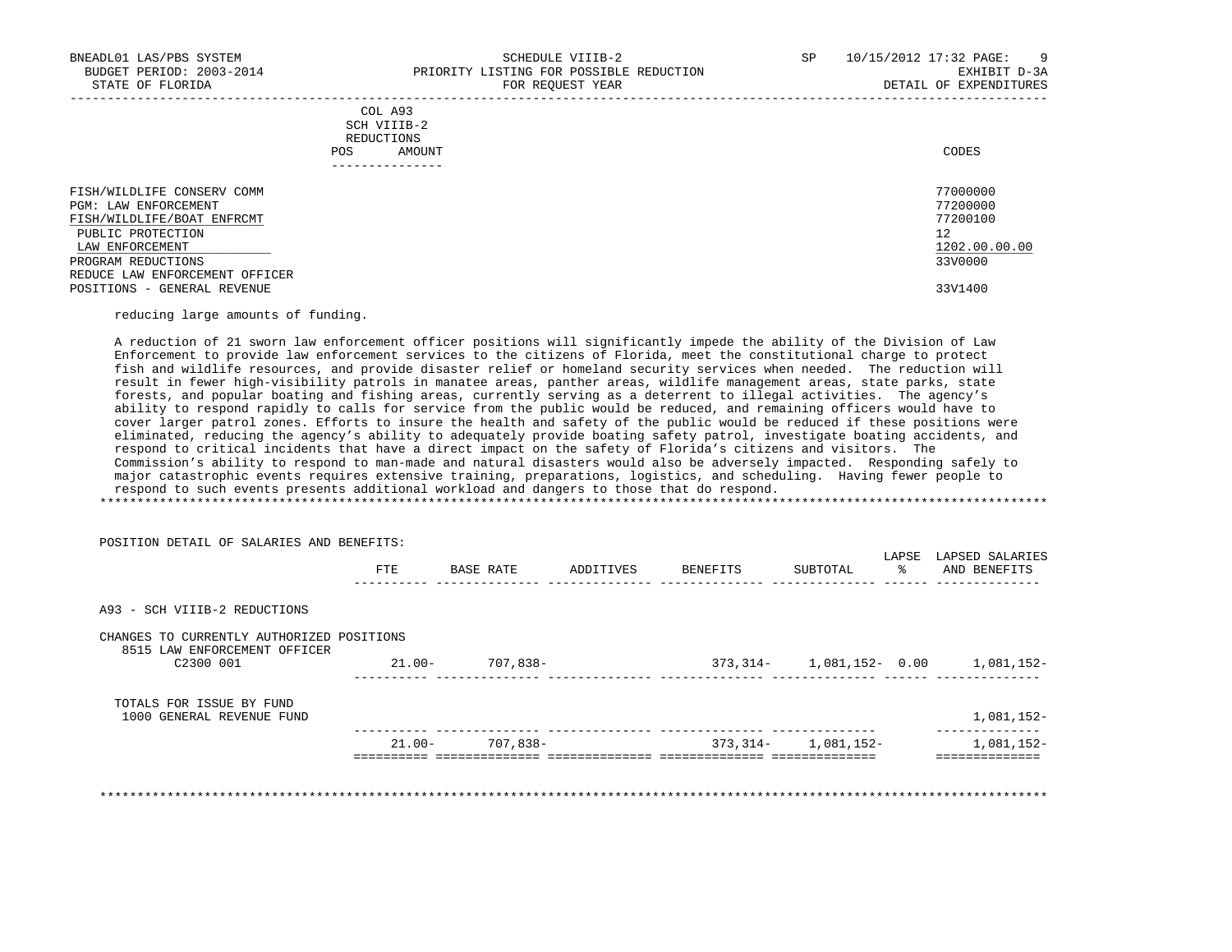| | COL A93 SCH VIIIB-2 REDUCTIONS POS AMOUNT | CODES |
|---|---|---|
| FISH/WILDLIFE CONSERV COMM | | 77000000 |
| PGM: LAW ENFORCEMENT | | 77200000 |
| FISH/WILDLIFE/BOAT ENFRCMT | | 77200100 |
| PUBLIC PROTECTION | | 12 |
| LAW ENFORCEMENT | | 1202.00.00.00 |
| PROGRAM REDUCTIONS | | 33V0000 |
| REDUCE LAW ENFORCEMENT OFFICER POSITIONS - GENERAL REVENUE | | 33V1400 |

reducing large amounts of funding.

A reduction of 21 sworn law enforcement officer positions will significantly impede the ability of the Division of Law Enforcement to provide law enforcement services to the citizens of Florida, meet the constitutional charge to protect fish and wildlife resources, and provide disaster relief or homeland security services when needed. The reduction will result in fewer high-visibility patrols in manatee areas, panther areas, wildlife management areas, state parks, state forests, and popular boating and fishing areas, currently serving as a deterrent to illegal activities. The agency's ability to respond rapidly to calls for service from the public would be reduced, and remaining officers would have to cover larger patrol zones. Efforts to insure the health and safety of the public would be reduced if these positions were eliminated, reducing the agency's ability to adequately provide boating safety patrol, investigate boating accidents, and respond to critical incidents that have a direct impact on the safety of Florida's citizens and visitors. The Commission's ability to respond to man-made and natural disasters would also be adversely impacted. Responding safely to major catastrophic events requires extensive training, preparations, logistics, and scheduling. Having fewer people to respond to such events presents additional workload and dangers to those that do respond.

*******************************************************************************************************************************

POSITION DETAIL OF SALARIES AND BENEFITS:

| | FTE | BASE RATE | ADDITIVES | BENEFITS | SUBTOTAL | LAPSE % | LAPSED SALARIES AND BENEFITS |
|---|---|---|---|---|---|---|---|
| A93 - SCH VIIIB-2 REDUCTIONS | | | | | | | |
| CHANGES TO CURRENTLY AUTHORIZED POSITIONS | | | | | | | |
| 8515 LAW ENFORCEMENT OFFICER C2300 001 | 21.00- | 707,838- | | 373,314- | 1,081,152- | 0.00 | 1,081,152- |
| TOTALS FOR ISSUE BY FUND | | | | | | | |
| 1000 GENERAL REVENUE FUND | | | | | | | 1,081,152- |
| | 21.00- | 707,838- | | 373,314- | 1,081,152- | | 1,081,152- |

*******************************************************************************************************************************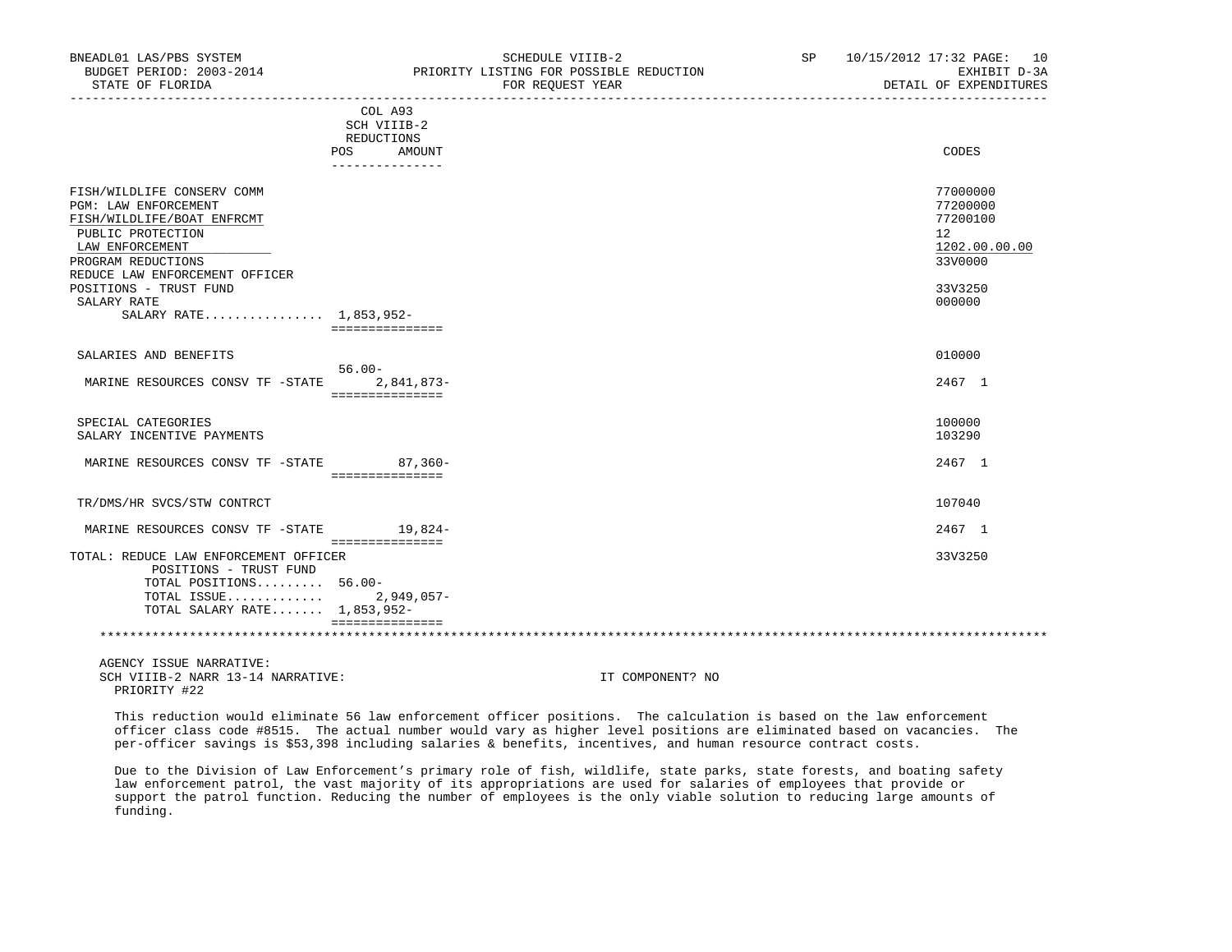| | COL A93 SCH VIIIB-2 REDUCTIONS POS AMOUNT | CODES |
|---|---|---|
| FISH/WILDLIFE CONSERV COMM | | 77000000 |
| PGM: LAW ENFORCEMENT | | 77200000 |
| FISH/WILDLIFE/BOAT ENFRCMT | | 77200100 |
| PUBLIC PROTECTION | | 12 |
| LAW ENFORCEMENT | | 1202.00.00.00 |
| PROGRAM REDUCTIONS | | 33V0000 |
| REDUCE LAW ENFORCEMENT OFFICER POSITIONS - TRUST FUND | | 33V3250 |
| SALARY RATE | | 000000 |
| SALARY RATE................ | 1,853,952- | |
| SALARIES AND BENEFITS | | 010000 |
| MARINE RESOURCES CONSV TF -STATE | 56.00- 2,841,873- | 2467 1 |
| SPECIAL CATEGORIES | | 100000 |
| SALARY INCENTIVE PAYMENTS | | 103290 |
| MARINE RESOURCES CONSV TF -STATE | 87,360- | 2467 1 |
| TR/DMS/HR SVCS/STW CONTRCT | | 107040 |
| MARINE RESOURCES CONSV TF -STATE | 19,824- | 2467 1 |
| TOTAL: REDUCE LAW ENFORCEMENT OFFICER POSITIONS - TRUST FUND | | 33V3250 |
| TOTAL POSITIONS......... | 56.00- | |
| TOTAL ISSUE............ | 2,949,057- | |
| TOTAL SALARY RATE....... | 1,853,952- | |

AGENCY ISSUE NARRATIVE:
SCH VIIIB-2 NARR 13-14 NARRATIVE: IT COMPONENT? NO
PRIORITY #22

This reduction would eliminate 56 law enforcement officer positions. The calculation is based on the law enforcement officer class code #8515. The actual number would vary as higher level positions are eliminated based on vacancies. The per-officer savings is $53,398 including salaries & benefits, incentives, and human resource contract costs.

Due to the Division of Law Enforcement's primary role of fish, wildlife, state parks, state forests, and boating safety law enforcement patrol, the vast majority of its appropriations are used for salaries of employees that provide or support the patrol function. Reducing the number of employees is the only viable solution to reducing large amounts of funding.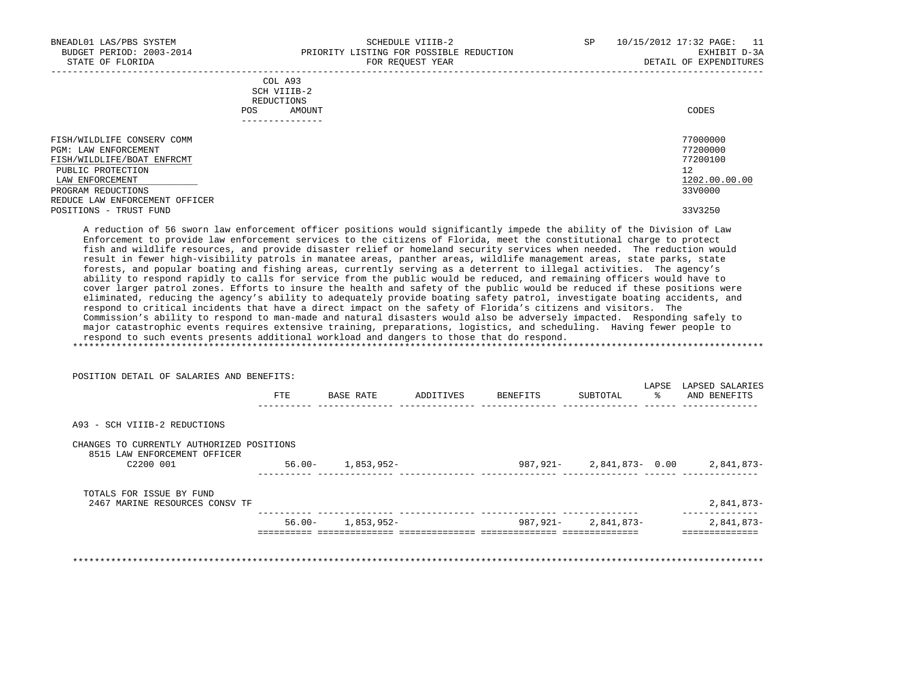BNEADL01 LAS/PBS SYSTEM | SCHEDULE VIIIB-2 | SP 10/15/2012 17:32
BUDGET PERIOD: 2003-2014 | PRIORITY LISTING FOR POSSIBLE REDUCTION | EXHIBIT D-3A
STATE OF FLORIDA | FOR REQUEST YEAR | DETAIL OF EXPENDITURES

| | COL A93 SCH VIIIB-2 REDUCTIONS POS AMOUNT | CODES |
|---|---|---|
| FISH/WILDLIFE CONSERV COMM | | 77000000 |
| PGM: LAW ENFORCEMENT | | 77200000 |
| FISH/WILDLIFE/BOAT ENFRCMT | | 77200100 |
| PUBLIC PROTECTION | | 12 |
| LAW ENFORCEMENT | | 1202.00.00.00 |
| PROGRAM REDUCTIONS | | 33V0000 |
| REDUCE LAW ENFORCEMENT OFFICER POSITIONS - TRUST FUND | | 33V3250 |

A reduction of 56 sworn law enforcement officer positions would significantly impede the ability of the Division of Law Enforcement to provide law enforcement services to the citizens of Florida, meet the constitutional charge to protect fish and wildlife resources, and provide disaster relief or homeland security services when needed. The reduction would result in fewer high-visibility patrols in manatee areas, panther areas, wildlife management areas, state parks, state forests, and popular boating and fishing areas, currently serving as a deterrent to illegal activities. The agency's ability to respond rapidly to calls for service from the public would be reduced, and remaining officers would have to cover larger patrol zones. Efforts to insure the health and safety of the public would be reduced if these positions were eliminated, reducing the agency's ability to adequately provide boating safety patrol, investigate boating accidents, and respond to critical incidents that have a direct impact on the safety of Florida's citizens and visitors. The Commission's ability to respond to man-made and natural disasters would also be adversely impacted. Responding safely to major catastrophic events requires extensive training, preparations, logistics, and scheduling. Having fewer people to respond to such events presents additional workload and dangers to those that do respond.

*******************************************************************************************************************************

POSITION DETAIL OF SALARIES AND BENEFITS:

| | FTE | BASE RATE | ADDITIVES | BENEFITS | SUBTOTAL | LAPSE % | LAPSED SALARIES AND BENEFITS |
|---|---|---|---|---|---|---|---|
| A93 - SCH VIIIB-2 REDUCTIONS | | | | | | | |
| CHANGES TO CURRENTLY AUTHORIZED POSITIONS | | | | | | | |
| 8515 LAW ENFORCEMENT OFFICER | | | | | | | |
| C2200 001 | 56.00- | 1,853,952- | | 987,921- | 2,841,873- | 0.00 | 2,841,873- |
| TOTALS FOR ISSUE BY FUND | | | | | | | |
| 2467 MARINE RESOURCES CONSV TF | | | | | | | 2,841,873- |
| | 56.00- | 1,853,952- | | 987,921- | 2,841,873- | | 2,841,873- |

*******************************************************************************************************************************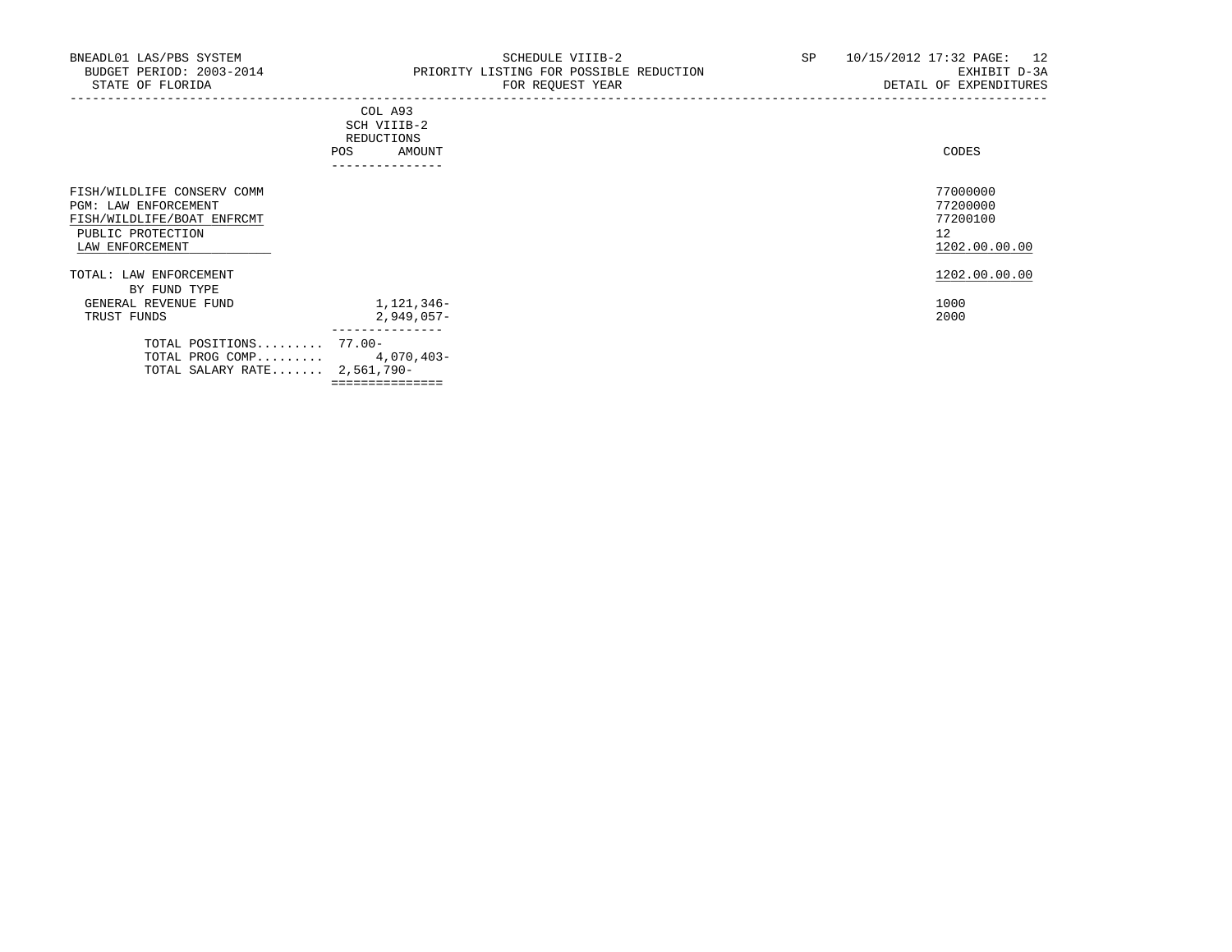BNEADL01 LAS/PBS SYSTEM
BUDGET PERIOD: 2003-2014
STATE OF FLORIDA

SCHEDULE VIIIB-2
PRIORITY LISTING FOR POSSIBLE REDUCTION
FOR REQUEST YEAR

SP 10/15/2012 17:32 PAGE: 12
EXHIBIT D-3A
DETAIL OF EXPENDITURES

| | COL A93 SCH VIIIB-2 REDUCTIONS POS | AMOUNT | CODES |
|---|---|---|---|
| FISH/WILDLIFE CONSERV COMM | | | 77000000 |
| PGM: LAW ENFORCEMENT | | | 77200000 |
| FISH/WILDLIFE/BOAT ENFRCMT | | | 77200100 |
| PUBLIC PROTECTION | | | 12 |
| LAW ENFORCEMENT | | | 1202.00.00.00 |
| TOTAL: LAW ENFORCEMENT | | | 1202.00.00.00 |
| BY FUND TYPE | | | |
| GENERAL REVENUE FUND | | 1,121,346- | 1000 |
| TRUST FUNDS | | 2,949,057- | 2000 |
| TOTAL POSITIONS......... | 77.00- | | |
| TOTAL PROG COMP......... | | 4,070,403- | |
| TOTAL SALARY RATE....... | 2,561,790- | | |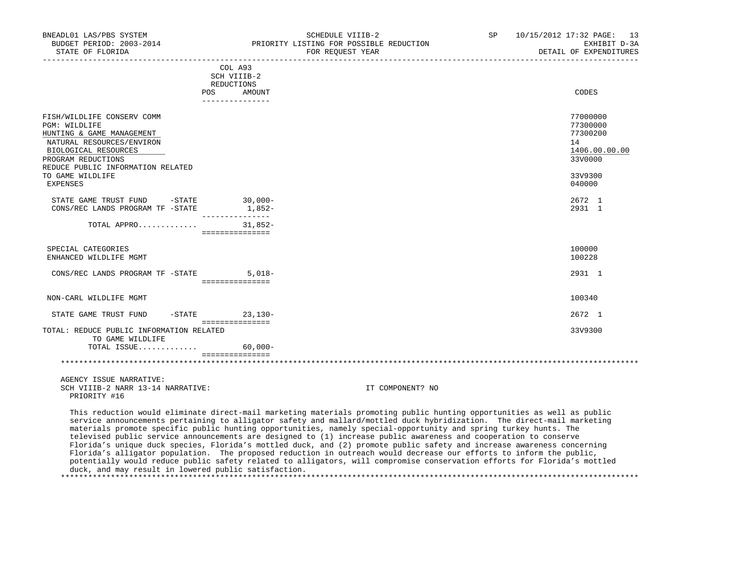SCHEDULE VIIIB-2
PRIORITY LISTING FOR POSSIBLE REDUCTION
FOR REQUEST YEAR

BNEADL01 LAS/PBS SYSTEM
BUDGET PERIOD: 2003-2014
STATE OF FLORIDA

SP 10/15/2012 17:32
EXHIBIT D-3A
DETAIL OF EXPENDITURES

| | COL A93 SCH VIIIB-2 REDUCTIONS POS | AMOUNT | CODES |
|---|---|---|---|
| FISH/WILDLIFE CONSERV COMM | | | 77000000 |
| PGM: WILDLIFE | | | 77300000 |
| HUNTING & GAME MANAGEMENT | | | 77300200 |
| NATURAL RESOURCES/ENVIRON | | | 14 |
| BIOLOGICAL RESOURCES | | | 1406.00.00.00 |
| PROGRAM REDUCTIONS | | | 33V0000 |
| REDUCE PUBLIC INFORMATION RELATED TO GAME WILDLIFE | | | 33V9300 |
| EXPENSES | | | 040000 |
| STATE GAME TRUST FUND -STATE | | 30,000- | 2672 1 |
| CONS/REC LANDS PROGRAM TF -STATE | | 1,852- | 2931 1 |
| TOTAL APPRO............ | | 31,852- | |
| SPECIAL CATEGORIES | | | 100000 |
| ENHANCED WILDLIFE MGMT | | | 100228 |
| CONS/REC LANDS PROGRAM TF -STATE | | 5,018- | 2931 1 |
| NON-CARL WILDLIFE MGMT | | | 100340 |
| STATE GAME TRUST FUND -STATE | | 23,130- | 2672 1 |
| TOTAL: REDUCE PUBLIC INFORMATION RELATED TO GAME WILDLIFE | | | 33V9300 |
| TOTAL ISSUE............ | | 60,000- | |

AGENCY ISSUE NARRATIVE:
SCH VIIIB-2 NARR 13-14 NARRATIVE: IT COMPONENT? NO
PRIORITY #16

This reduction would eliminate direct-mail marketing materials promoting public hunting opportunities as well as public service announcements pertaining to alligator safety and mallard/mottled duck hybridization. The direct-mail marketing materials promote specific public hunting opportunities, namely special-opportunity and spring turkey hunts. The televised public service announcements are designed to (1) increase public awareness and cooperation to conserve Florida's unique duck species, Florida's mottled duck, and (2) promote public safety and increase awareness concerning Florida's alligator population. The proposed reduction in outreach would decrease our efforts to inform the public, potentially would reduce public safety related to alligators, will compromise conservation efforts for Florida's mottled duck, and may result in lowered public satisfaction.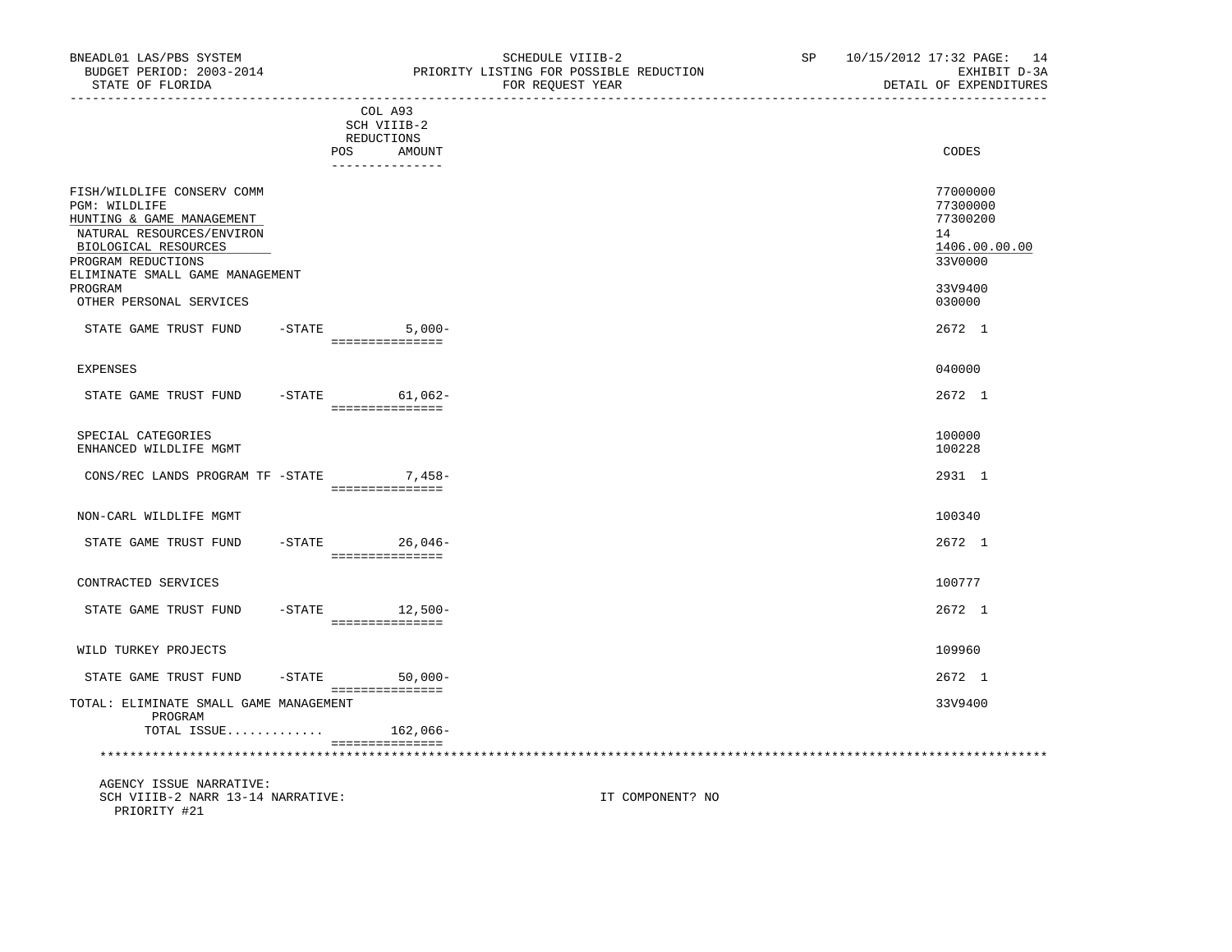BNEADL01 LAS/PBS SYSTEM — SCHEDULE VIIIB-2 — SP 10/15/2012 17:32
BUDGET PERIOD: 2003-2014 — PRIORITY LISTING FOR POSSIBLE REDUCTION — EXHIBIT D-3A
STATE OF FLORIDA — FOR REQUEST YEAR — DETAIL OF EXPENDITURES

| | COL A93 SCH VIIIB-2 REDUCTIONS POS | AMOUNT | CODES |
|---|---|---|---|
| FISH/WILDLIFE CONSERV COMM | | | 77000000 |
| PGM: WILDLIFE | | | 77300000 |
| HUNTING & GAME MANAGEMENT | | | 77300200 |
| NATURAL RESOURCES/ENVIRON | | | 14 |
| BIOLOGICAL RESOURCES | | | 1406.00.00.00 |
| PROGRAM REDUCTIONS | | | 33V0000 |
| ELIMINATE SMALL GAME MANAGEMENT PROGRAM | | | 33V9400 |
| OTHER PERSONAL SERVICES | | | 030000 |
| STATE GAME TRUST FUND -STATE | | 5,000- | 2672 1 |
| EXPENSES | | | 040000 |
| STATE GAME TRUST FUND -STATE | | 61,062- | 2672 1 |
| SPECIAL CATEGORIES | | | 100000 |
| ENHANCED WILDLIFE MGMT | | | 100228 |
| CONS/REC LANDS PROGRAM TF -STATE | | 7,458- | 2931 1 |
| NON-CARL WILDLIFE MGMT | | | 100340 |
| STATE GAME TRUST FUND -STATE | | 26,046- | 2672 1 |
| CONTRACTED SERVICES | | | 100777 |
| STATE GAME TRUST FUND -STATE | | 12,500- | 2672 1 |
| WILD TURKEY PROJECTS | | | 109960 |
| STATE GAME TRUST FUND -STATE | | 50,000- | 2672 1 |
| TOTAL: ELIMINATE SMALL GAME MANAGEMENT PROGRAM | | | 33V9400 |
| TOTAL ISSUE............ | | 162,066- | |

AGENCY ISSUE NARRATIVE:
SCH VIIIB-2 NARR 13-14 NARRATIVE: IT COMPONENT? NO
PRIORITY #21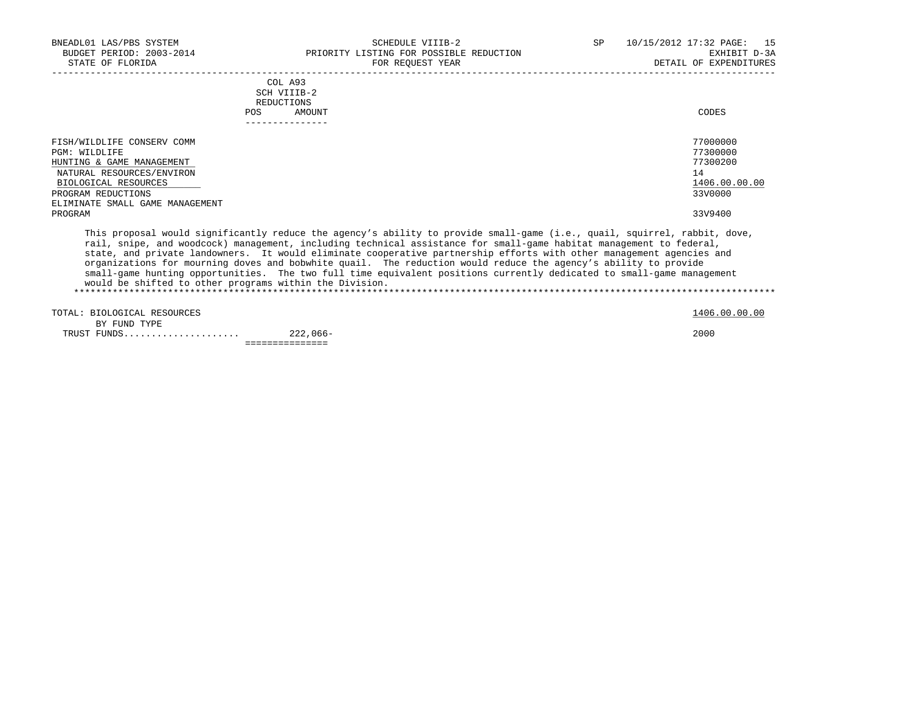BNEADL01 LAS/PBS SYSTEM | SCHEDULE VIIIB-2 | SP 10/15/2012 17:32

BUDGET PERIOD: 2003-2014 | PRIORITY LISTING FOR POSSIBLE REDUCTION | EXHIBIT D-3A

STATE OF FLORIDA | FOR REQUEST YEAR | DETAIL OF EXPENDITURES

| | COL A93 SCH VIIIB-2 REDUCTIONS POS AMOUNT | CODES |
|---|---|---|
| FISH/WILDLIFE CONSERV COMM | | 77000000 |
| PGM: WILDLIFE | | 77300000 |
| HUNTING & GAME MANAGEMENT | | 77300200 |
| NATURAL RESOURCES/ENVIRON | | 14 |
| BIOLOGICAL RESOURCES | | 1406.00.00.00 |
| PROGRAM REDUCTIONS | | 33V0000 |
| ELIMINATE SMALL GAME MANAGEMENT PROGRAM | | 33V9400 |

This proposal would significantly reduce the agency's ability to provide small-game (i.e., quail, squirrel, rabbit, dove, rail, snipe, and woodcock) management, including technical assistance for small-game habitat management to federal, state, and private landowners. It would eliminate cooperative partnership efforts with other management agencies and organizations for mourning doves and bobwhite quail. The reduction would reduce the agency's ability to provide small-game hunting opportunities. The two full time equivalent positions currently dedicated to small-game management would be shifted to other programs within the Division.

| | | |
|---|---|---|
| TOTAL: BIOLOGICAL RESOURCES | | 1406.00.00.00 |
| BY FUND TYPE | | |
| TRUST FUNDS | 222,066- | 2000 |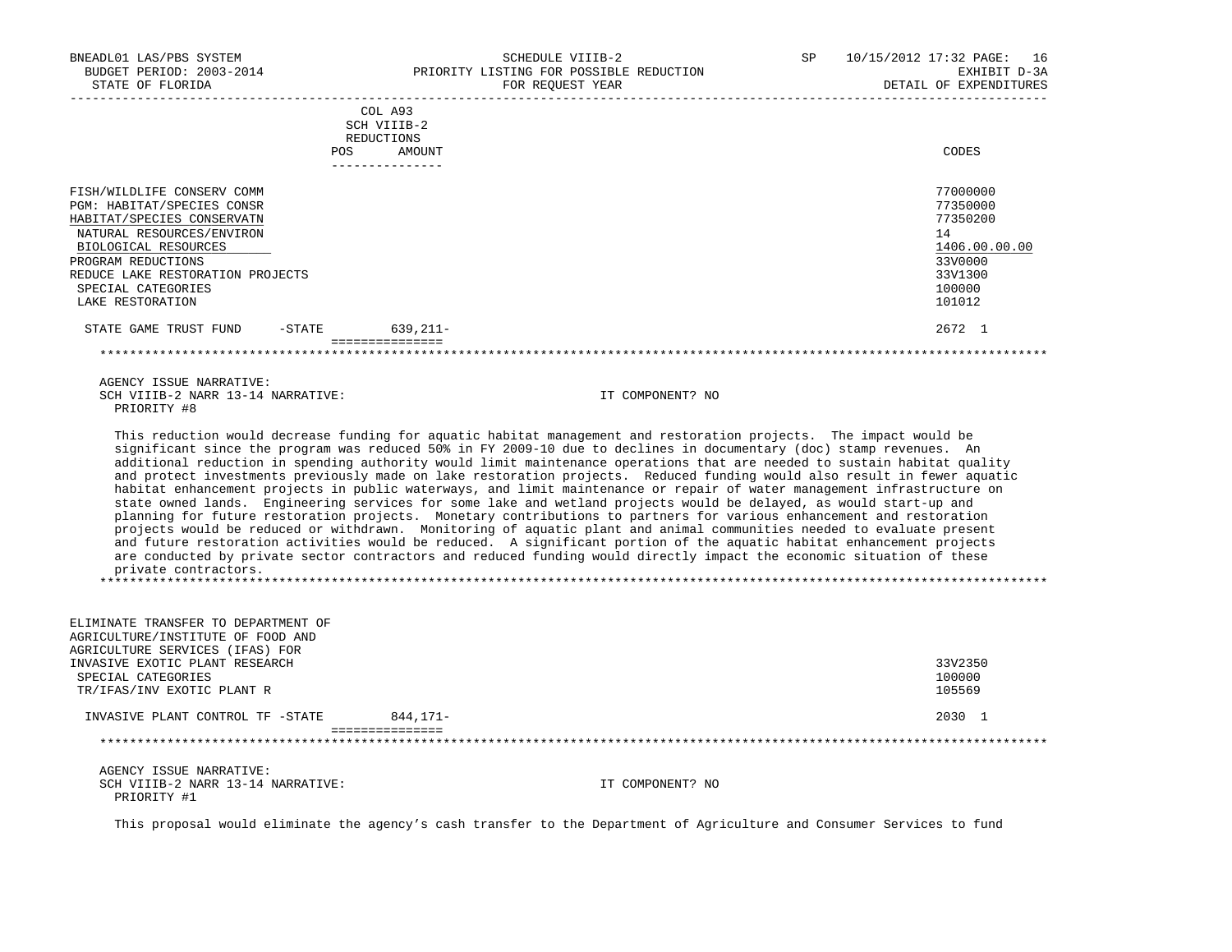| | COL A93 SCH VIIIB-2 REDUCTIONS | | |
|---|---|---|---|
| | POS | AMOUNT | CODES |
| FISH/WILDLIFE CONSERV COMM | | | 77000000 |
| PGM: HABITAT/SPECIES CONSR | | | 77350000 |
| HABITAT/SPECIES CONSERVATN | | | 77350200 |
| NATURAL RESOURCES/ENVIRON | | | 14 |
| BIOLOGICAL RESOURCES | | | 1406.00.00.00 |
| PROGRAM REDUCTIONS | | | 33V0000 |
| REDUCE LAKE RESTORATION PROJECTS | | | 33V1300 |
| SPECIAL CATEGORIES | | | 100000 |
| LAKE RESTORATION | | | 101012 |
| STATE GAME TRUST FUND -STATE | | 639,211- | 2672 1 |

AGENCY ISSUE NARRATIVE:
SCH VIIIB-2 NARR 13-14 NARRATIVE: IT COMPONENT? NO
PRIORITY #8

This reduction would decrease funding for aquatic habitat management and restoration projects. The impact would be significant since the program was reduced 50% in FY 2009-10 due to declines in documentary (doc) stamp revenues. An additional reduction in spending authority would limit maintenance operations that are needed to sustain habitat quality and protect investments previously made on lake restoration projects. Reduced funding would also result in fewer aquatic habitat enhancement projects in public waterways, and limit maintenance or repair of water management infrastructure on state owned lands. Engineering services for some lake and wetland projects would be delayed, as would start-up and planning for future restoration projects. Monetary contributions to partners for various enhancement and restoration projects would be reduced or withdrawn. Monitoring of aquatic plant and animal communities needed to evaluate present and future restoration activities would be reduced. A significant portion of the aquatic habitat enhancement projects are conducted by private sector contractors and reduced funding would directly impact the economic situation of these private contractors.

| | POS | AMOUNT | CODES |
|---|---|---|---|
| ELIMINATE TRANSFER TO DEPARTMENT OF AGRICULTURE/INSTITUTE OF FOOD AND AGRICULTURE SERVICES (IFAS) FOR INVASIVE EXOTIC PLANT RESEARCH | | | 33V2350 |
| SPECIAL CATEGORIES | | | 100000 |
| TR/IFAS/INV EXOTIC PLANT R | | | 105569 |
| INVASIVE PLANT CONTROL TF -STATE | | 844,171- | 2030 1 |

AGENCY ISSUE NARRATIVE:
SCH VIIIB-2 NARR 13-14 NARRATIVE: IT COMPONENT? NO
PRIORITY #1

This proposal would eliminate the agency's cash transfer to the Department of Agriculture and Consumer Services to fund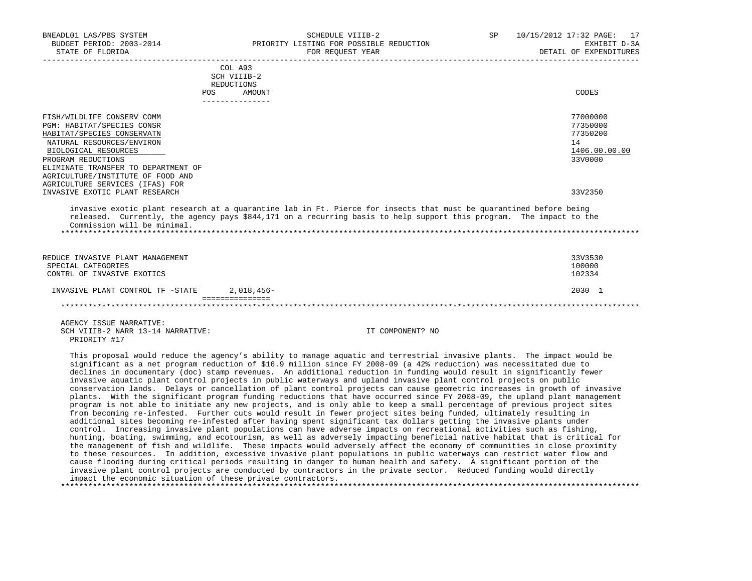BNEADL01 LAS/PBS SYSTEM
BUDGET PERIOD: 2003-2014
STATE OF FLORIDA

SCHEDULE VIIIB-2
PRIORITY LISTING FOR POSSIBLE REDUCTION
FOR REQUEST YEAR

SP 10/15/2012 17:32
EXHIBIT D-3A
DETAIL OF EXPENDITURES

| | COL A93 SCH VIIIB-2 REDUCTIONS POS AMOUNT | CODES |
|---|---|---|
| FISH/WILDLIFE CONSERV COMM | | 77000000 |
| PGM: HABITAT/SPECIES CONSR | | 77350000 |
| HABITAT/SPECIES CONSERVATN | | 77350200 |
| NATURAL RESOURCES/ENVIRON | | 14 |
| BIOLOGICAL RESOURCES | | 1406.00.00.00 |
| PROGRAM REDUCTIONS | | 33V0000 |
| ELIMINATE TRANSFER TO DEPARTMENT OF AGRICULTURE/INSTITUTE OF FOOD AND AGRICULTURE SERVICES (IFAS) FOR INVASIVE EXOTIC PLANT RESEARCH | | 33V2350 |

invasive exotic plant research at a quarantine lab in Ft. Pierce for insects that must be quarantined before being released. Currently, the agency pays $844,171 on a recurring basis to help support this program. The impact to the Commission will be minimal.

*******************************************************************************************************************

| | POS AMOUNT | CODES |
|---|---|---|
| REDUCE INVASIVE PLANT MANAGEMENT | | 33V3530 |
| SPECIAL CATEGORIES | | 100000 |
| CONTRL OF INVASIVE EXOTICS | | 102334 |
| INVASIVE PLANT CONTROL TF -STATE | 2,018,456- | 2030 1 |

*******************************************************************************************************************

AGENCY ISSUE NARRATIVE:
SCH VIIIB-2 NARR 13-14 NARRATIVE: IT COMPONENT? NO
PRIORITY #17

This proposal would reduce the agency's ability to manage aquatic and terrestrial invasive plants. The impact would be significant as a net program reduction of $16.9 million since FY 2008-09 (a 42% reduction) was necessitated due to declines in documentary (doc) stamp revenues. An additional reduction in funding would result in significantly fewer invasive aquatic plant control projects in public waterways and upland invasive plant control projects on public conservation lands. Delays or cancellation of plant control projects can cause geometric increases in growth of invasive plants. With the significant program funding reductions that have occurred since FY 2008-09, the upland plant management program is not able to initiate any new projects, and is only able to keep a small percentage of previous project sites from becoming re-infested. Further cuts would result in fewer project sites being funded, ultimately resulting in additional sites becoming re-infested after having spent significant tax dollars getting the invasive plants under control. Increasing invasive plant populations can have adverse impacts on recreational activities such as fishing, hunting, boating, swimming, and ecotourism, as well as adversely impacting beneficial native habitat that is critical for the management of fish and wildlife. These impacts would adversely affect the economy of communities in close proximity to these resources. In addition, excessive invasive plant populations in public waterways can restrict water flow and cause flooding during critical periods resulting in danger to human health and safety. A significant portion of the invasive plant control projects are conducted by contractors in the private sector. Reduced funding would directly impact the economic situation of these private contractors.

*******************************************************************************************************************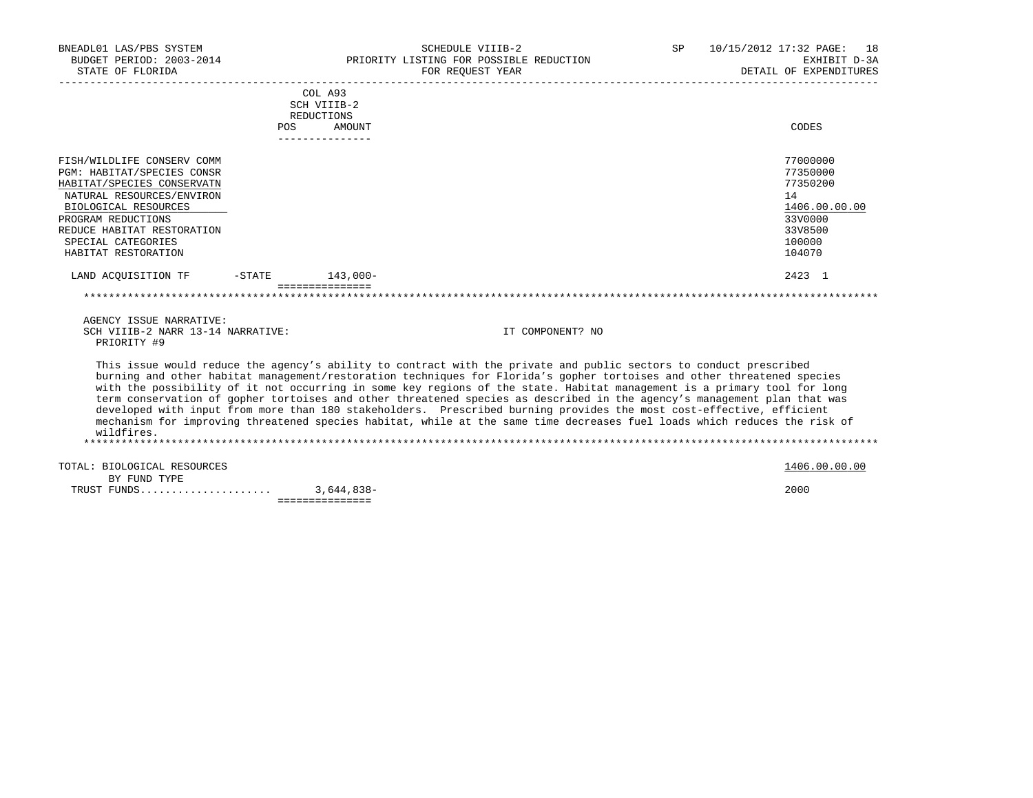| | COL A93 SCH VIIIB-2 REDUCTIONS POS AMOUNT | CODES |
|---|---|---|
| FISH/WILDLIFE CONSERV COMM | | 77000000 |
| PGM: HABITAT/SPECIES CONSR | | 77350000 |
| HABITAT/SPECIES CONSERVATN | | 77350200 |
| NATURAL RESOURCES/ENVIRON | | 14 |
| BIOLOGICAL RESOURCES | | 1406.00.00.00 |
| PROGRAM REDUCTIONS | | 33V0000 |
| REDUCE HABITAT RESTORATION | | 33V8500 |
| SPECIAL CATEGORIES | | 100000 |
| HABITAT RESTORATION | | 104070 |
| LAND ACQUISITION TF -STATE | 143,000- | 2423 1 |

AGENCY ISSUE NARRATIVE:
SCH VIIIB-2 NARR 13-14 NARRATIVE: IT COMPONENT? NO
PRIORITY #9

This issue would reduce the agency's ability to contract with the private and public sectors to conduct prescribed burning and other habitat management/restoration techniques for Florida's gopher tortoises and other threatened species with the possibility of it not occurring in some key regions of the state. Habitat management is a primary tool for long term conservation of gopher tortoises and other threatened species as described in the agency's management plan that was developed with input from more than 180 stakeholders. Prescribed burning provides the most cost-effective, efficient mechanism for improving threatened species habitat, while at the same time decreases fuel loads which reduces the risk of wildfires.

| | | |
|---|---|---|
| TOTAL: BIOLOGICAL RESOURCES | | 1406.00.00.00 |
| BY FUND TYPE | | |
| TRUST FUNDS..................... | 3,644,838- | 2000 |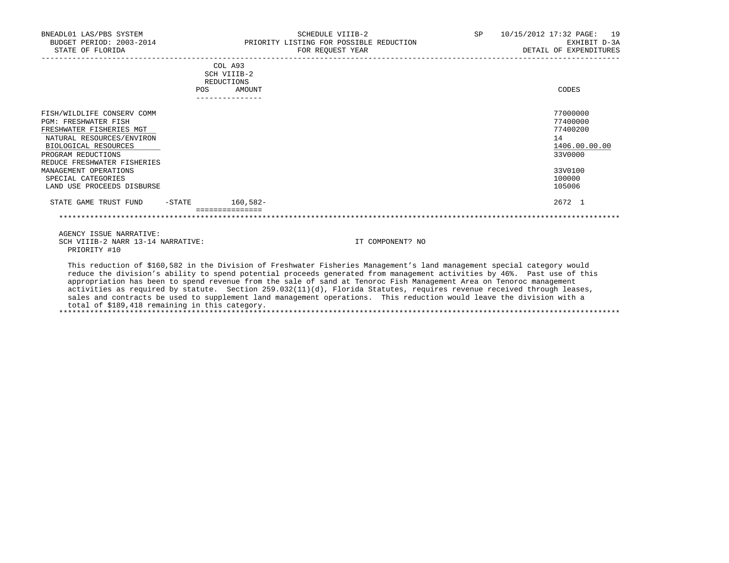| | COL A93 SCH VIIIB-2 REDUCTIONS | | |
|---|---|---|---|
| | POS | AMOUNT | CODES |
| FISH/WILDLIFE CONSERV COMM | | | 77000000 |
| PGM: FRESHWATER FISH | | | 77400000 |
| FRESHWATER FISHERIES MGT | | | 77400200 |
| NATURAL RESOURCES/ENVIRON | | | 14 |
| BIOLOGICAL RESOURCES | | | 1406.00.00.00 |
| PROGRAM REDUCTIONS | | | 33V0000 |
| REDUCE FRESHWATER FISHERIES MANAGEMENT OPERATIONS | | | 33V0100 |
| SPECIAL CATEGORIES | | | 100000 |
| LAND USE PROCEEDS DISBURSE | | | 105006 |
| STATE GAME TRUST FUND -STATE | | 160,582- | 2672 1 |

AGENCY ISSUE NARRATIVE:
SCH VIIIB-2 NARR 13-14 NARRATIVE: IT COMPONENT? NO
PRIORITY #10

This reduction of $160,582 in the Division of Freshwater Fisheries Management's land management special category would reduce the division's ability to spend potential proceeds generated from management activities by 46%. Past use of this appropriation has been to spend revenue from the sale of sand at Tenoroc Fish Management Area on Tenoroc management activities as required by statute. Section 259.032(11)(d), Florida Statutes, requires revenue received through leases, sales and contracts be used to supplement land management operations. This reduction would leave the division with a total of $189,418 remaining in this category.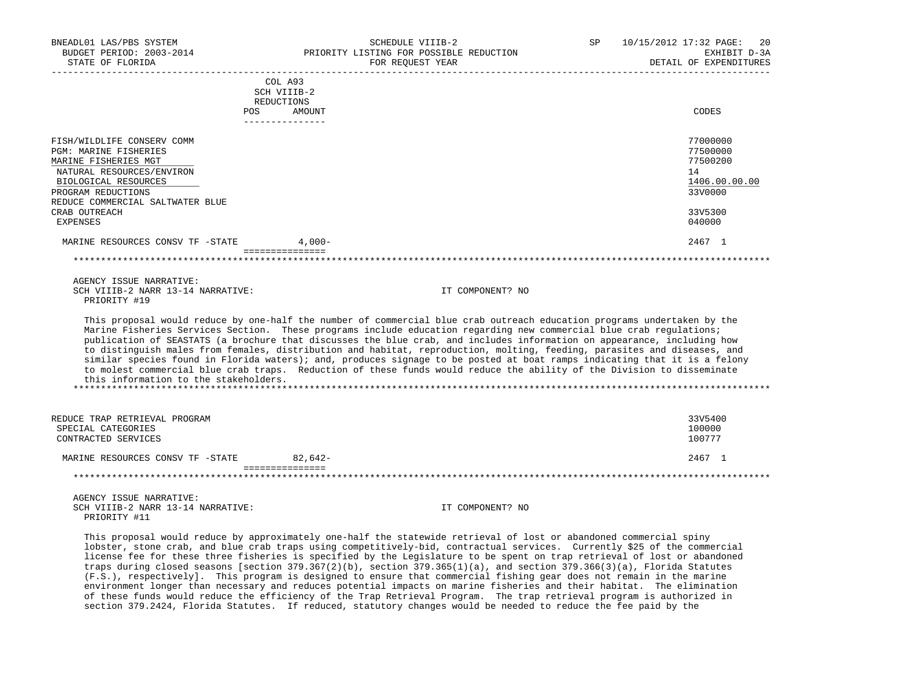| | COL A93 SCH VIIIB-2 REDUCTIONS POS | AMOUNT | CODES |
|---|---|---|---|
| FISH/WILDLIFE CONSERV COMM | | | 77000000 |
| PGM: MARINE FISHERIES | | | 77500000 |
| MARINE FISHERIES MGT | | | 77500200 |
| NATURAL RESOURCES/ENVIRON | | | 14 |
| BIOLOGICAL RESOURCES | | | 1406.00.00.00 |
| PROGRAM REDUCTIONS | | | 33V0000 |
| REDUCE COMMERCIAL SALTWATER BLUE CRAB OUTREACH | | | 33V5300 |
| EXPENSES | | | 040000 |
| MARINE RESOURCES CONSV TF -STATE | | 4,000- | 2467 1 |

AGENCY ISSUE NARRATIVE:
SCH VIIIB-2 NARR 13-14 NARRATIVE: IT COMPONENT? NO
PRIORITY #19

This proposal would reduce by one-half the number of commercial blue crab outreach education programs undertaken by the Marine Fisheries Services Section. These programs include education regarding new commercial blue crab regulations; publication of SEASTATS (a brochure that discusses the blue crab, and includes information on appearance, including how to distinguish males from females, distribution and habitat, reproduction, molting, feeding, parasites and diseases, and similar species found in Florida waters); and, produces signage to be posted at boat ramps indicating that it is a felony to molest commercial blue crab traps. Reduction of these funds would reduce the ability of the Division to disseminate this information to the stakeholders.

| | POS | AMOUNT | CODES |
|---|---|---|---|
| REDUCE TRAP RETRIEVAL PROGRAM | | | 33V5400 |
| SPECIAL CATEGORIES | | | 100000 |
| CONTRACTED SERVICES | | | 100777 |
| MARINE RESOURCES CONSV TF -STATE | | 82,642- | 2467 1 |

AGENCY ISSUE NARRATIVE:
SCH VIIIB-2 NARR 13-14 NARRATIVE: IT COMPONENT? NO
PRIORITY #11

This proposal would reduce by approximately one-half the statewide retrieval of lost or abandoned commercial spiny lobster, stone crab, and blue crab traps using competitively-bid, contractual services. Currently $25 of the commercial license fee for these three fisheries is specified by the Legislature to be spent on trap retrieval of lost or abandoned traps during closed seasons [section 379.367(2)(b), section 379.365(1)(a), and section 379.366(3)(a), Florida Statutes (F.S.), respectively]. This program is designed to ensure that commercial fishing gear does not remain in the marine environment longer than necessary and reduces potential impacts on marine fisheries and their habitat. The elimination of these funds would reduce the efficiency of the Trap Retrieval Program. The trap retrieval program is authorized in section 379.2424, Florida Statutes. If reduced, statutory changes would be needed to reduce the fee paid by the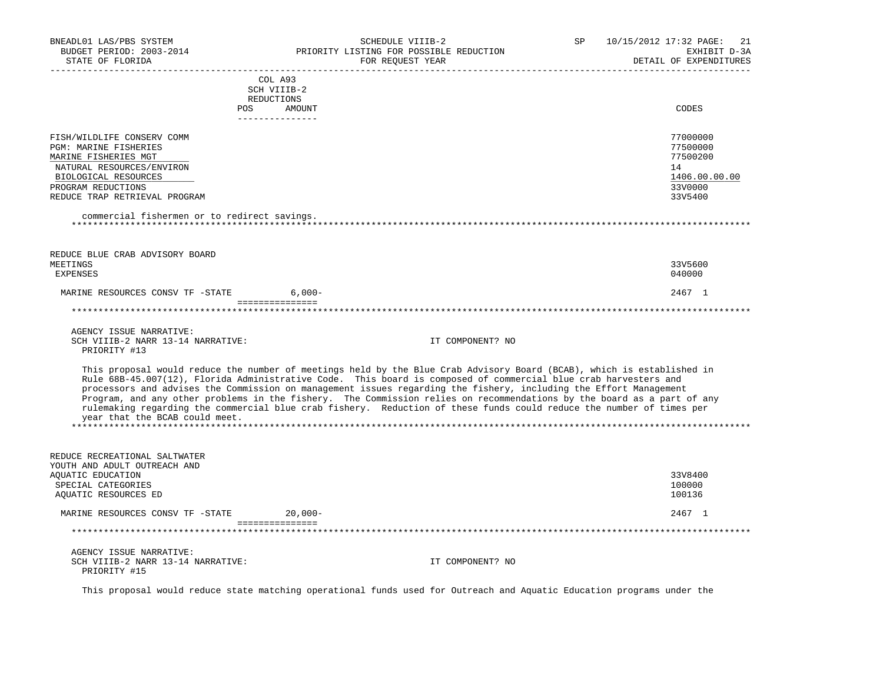| | COL A93 SCH VIIIB-2 REDUCTIONS POS AMOUNT | CODES |
|---|---|---|
| FISH/WILDLIFE CONSERV COMM | | 77000000 |
| PGM: MARINE FISHERIES | | 77500000 |
| MARINE FISHERIES MGT | | 77500200 |
| NATURAL RESOURCES/ENVIRON | | 14 |
| BIOLOGICAL RESOURCES | | 1406.00.00.00 |
| PROGRAM REDUCTIONS | | 33V0000 |
| REDUCE TRAP RETRIEVAL PROGRAM | | 33V5400 |

commercial fishermen or to redirect savings.

************************************************************************************************************************

| | | |
|---|---|---|
| REDUCE BLUE CRAB ADVISORY BOARD MEETINGS | | 33V5600 |
| EXPENSES | | 040000 |
| MARINE RESOURCES CONSV TF -STATE | 6,000- | 2467 1 |

************************************************************************************************************************

AGENCY ISSUE NARRATIVE:
SCH VIIIB-2 NARR 13-14 NARRATIVE: IT COMPONENT? NO
PRIORITY #13

This proposal would reduce the number of meetings held by the Blue Crab Advisory Board (BCAB), which is established in Rule 68B-45.007(12), Florida Administrative Code. This board is composed of commercial blue crab harvesters and processors and advises the Commission on management issues regarding the fishery, including the Effort Management Program, and any other problems in the fishery. The Commission relies on recommendations by the board as a part of any rulemaking regarding the commercial blue crab fishery. Reduction of these funds could reduce the number of times per year that the BCAB could meet.

************************************************************************************************************************

| | | |
|---|---|---|
| REDUCE RECREATIONAL SALTWATER YOUTH AND ADULT OUTREACH AND AQUATIC EDUCATION | | 33V8400 |
| SPECIAL CATEGORIES | | 100000 |
| AQUATIC RESOURCES ED | | 100136 |
| MARINE RESOURCES CONSV TF -STATE | 20,000- | 2467 1 |

************************************************************************************************************************

AGENCY ISSUE NARRATIVE:
SCH VIIIB-2 NARR 13-14 NARRATIVE: IT COMPONENT? NO
PRIORITY #15

This proposal would reduce state matching operational funds used for Outreach and Aquatic Education programs under the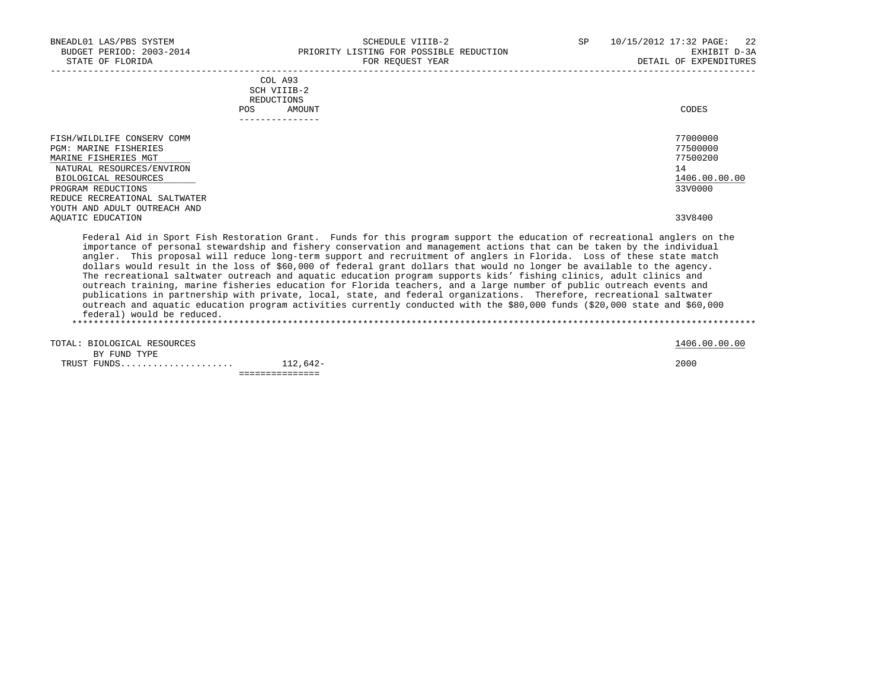BNEADL01 LAS/PBS SYSTEM | SCHEDULE VIIIB-2 | SP 10/15/2012 17:32
BUDGET PERIOD: 2003-2014 | PRIORITY LISTING FOR POSSIBLE REDUCTION | EXHIBIT D-3A
STATE OF FLORIDA | FOR REQUEST YEAR | DETAIL OF EXPENDITURES

| | COL A93 SCH VIIIB-2 REDUCTIONS POS | AMOUNT | CODES |
|---|---|---|---|
| FISH/WILDLIFE CONSERV COMM | | | 77000000 |
| PGM: MARINE FISHERIES | | | 77500000 |
| MARINE FISHERIES MGT | | | 77500200 |
| NATURAL RESOURCES/ENVIRON | | | 14 |
| BIOLOGICAL RESOURCES | | | 1406.00.00.00 |
| PROGRAM REDUCTIONS | | | 33V0000 |
| REDUCE RECREATIONAL SALTWATER YOUTH AND ADULT OUTREACH AND AQUATIC EDUCATION | | | 33V8400 |

Federal Aid in Sport Fish Restoration Grant. Funds for this program support the education of recreational anglers on the importance of personal stewardship and fishery conservation and management actions that can be taken by the individual angler. This proposal will reduce long-term support and recruitment of anglers in Florida. Loss of these state match dollars would result in the loss of $60,000 of federal grant dollars that would no longer be available to the agency. The recreational saltwater outreach and aquatic education program supports kids' fishing clinics, adult clinics and outreach training, marine fisheries education for Florida teachers, and a large number of public outreach events and publications in partnership with private, local, state, and federal organizations. Therefore, recreational saltwater outreach and aquatic education program activities currently conducted with the $80,000 funds ($20,000 state and $60,000 federal) would be reduced.

| | POS | AMOUNT | CODES |
|---|---|---|---|
| TOTAL: BIOLOGICAL RESOURCES | | | 1406.00.00.00 |
| BY FUND TYPE | | | |
| TRUST FUNDS | | 112,642- | 2000 |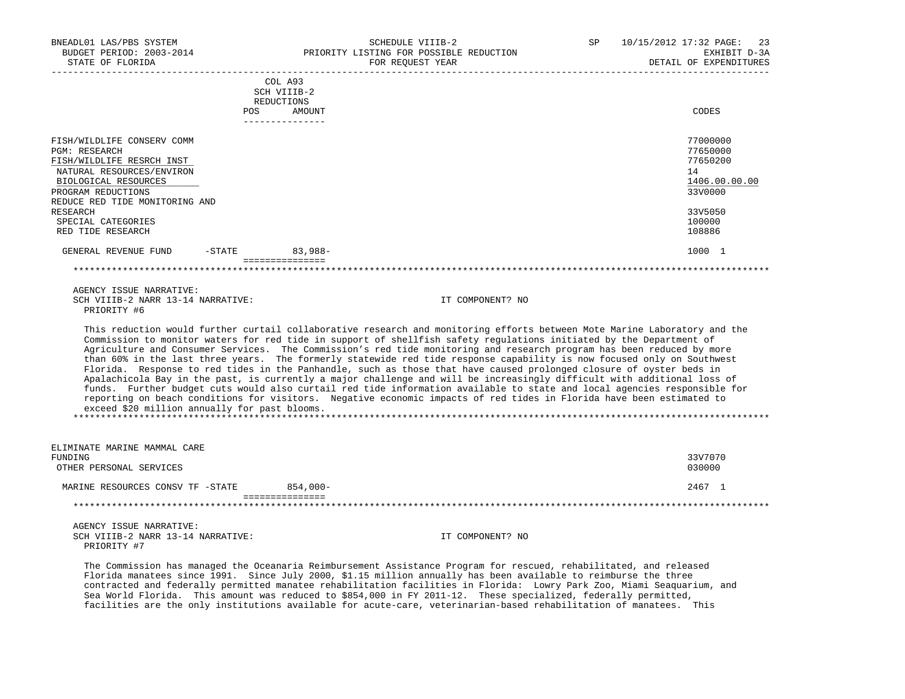| | COL A93 SCH VIIIB-2 REDUCTIONS | | |
|---|---|---|---|
| | POS | AMOUNT | CODES |
| FISH/WILDLIFE CONSERV COMM | | | 77000000 |
| PGM: RESEARCH | | | 77650000 |
| FISH/WILDLIFE RESRCH INST | | | 77650200 |
| NATURAL RESOURCES/ENVIRON | | | 14 |
| BIOLOGICAL RESOURCES | | | 1406.00.00.00 |
| PROGRAM REDUCTIONS | | | 33V0000 |
| REDUCE RED TIDE MONITORING AND RESEARCH | | | 33V5050 |
| SPECIAL CATEGORIES | | | 100000 |
| RED TIDE RESEARCH | | | 108886 |
| GENERAL REVENUE FUND -STATE | | 83,988- | 1000 1 |

AGENCY ISSUE NARRATIVE:
SCH VIIIB-2 NARR 13-14 NARRATIVE: IT COMPONENT? NO
PRIORITY #6

This reduction would further curtail collaborative research and monitoring efforts between Mote Marine Laboratory and the Commission to monitor waters for red tide in support of shellfish safety regulations initiated by the Department of Agriculture and Consumer Services. The Commission's red tide monitoring and research program has been reduced by more than 60% in the last three years. The formerly statewide red tide response capability is now focused only on Southwest Florida. Response to red tides in the Panhandle, such as those that have caused prolonged closure of oyster beds in Apalachicola Bay in the past, is currently a major challenge and will be increasingly difficult with additional loss of funds. Further budget cuts would also curtail red tide information available to state and local agencies responsible for reporting on beach conditions for visitors. Negative economic impacts of red tides in Florida have been estimated to exceed $20 million annually for past blooms.

| | POS | AMOUNT | CODES |
|---|---|---|---|
| ELIMINATE MARINE MAMMAL CARE FUNDING | | | 33V7070 |
| OTHER PERSONAL SERVICES | | | 030000 |
| MARINE RESOURCES CONSV TF -STATE | | 854,000- | 2467 1 |

AGENCY ISSUE NARRATIVE:
SCH VIIIB-2 NARR 13-14 NARRATIVE: IT COMPONENT? NO
PRIORITY #7

The Commission has managed the Oceanaria Reimbursement Assistance Program for rescued, rehabilitated, and released Florida manatees since 1991. Since July 2000, $1.15 million annually has been available to reimburse the three contracted and federally permitted manatee rehabilitation facilities in Florida: Lowry Park Zoo, Miami Seaquarium, and Sea World Florida. This amount was reduced to $854,000 in FY 2011-12. These specialized, federally permitted, facilities are the only institutions available for acute-care, veterinarian-based rehabilitation of manatees. This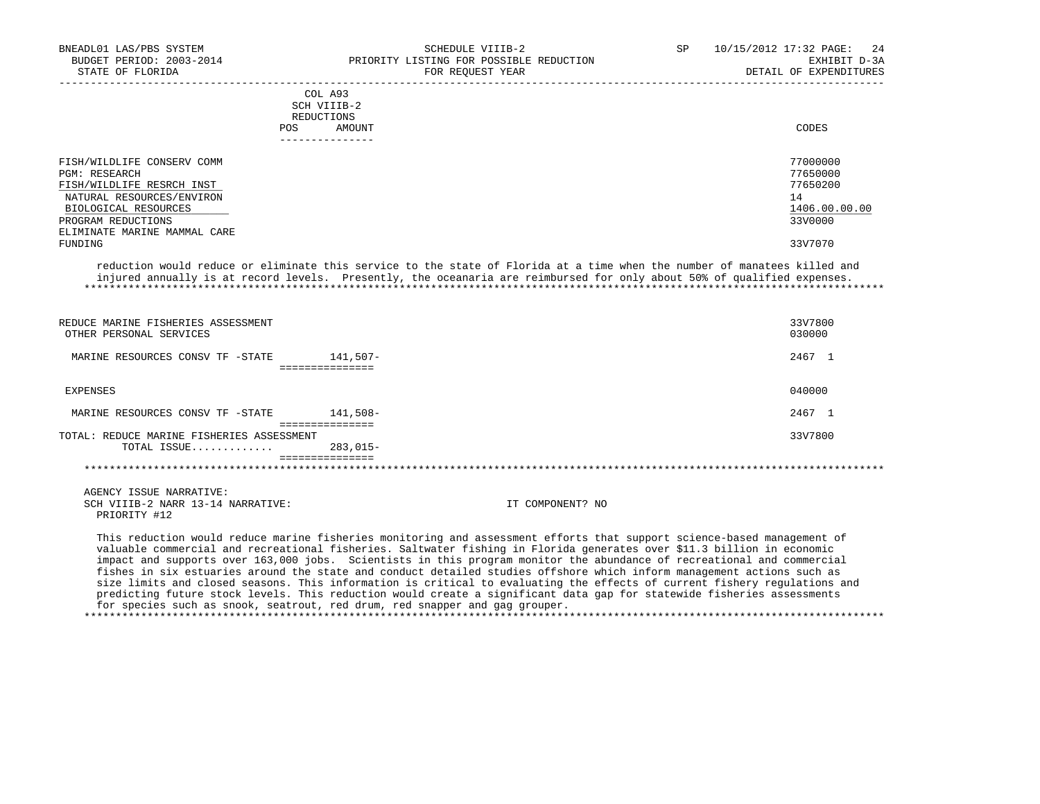| | COL A93 SCH VIIIB-2 REDUCTIONS | | |
|---|---|---|---|
| | POS | AMOUNT | CODES |
| FISH/WILDLIFE CONSERV COMM | | | 77000000 |
| PGM: RESEARCH | | | 77650000 |
| FISH/WILDLIFE RESRCH INST | | | 77650200 |
| NATURAL RESOURCES/ENVIRON | | | 14 |
| BIOLOGICAL RESOURCES | | | 1406.00.00.00 |
| PROGRAM REDUCTIONS | | | 33V0000 |
| ELIMINATE MARINE MAMMAL CARE FUNDING | | | 33V7070 |

reduction would reduce or eliminate this service to the state of Florida at a time when the number of manatees killed and injured annually is at record levels. Presently, the oceanaria are reimbursed for only about 50% of qualified expenses.

| | POS | AMOUNT | CODES |
|---|---|---|---|
| REDUCE MARINE FISHERIES ASSESSMENT | | | 33V7800 |
| OTHER PERSONAL SERVICES | | | 030000 |
| MARINE RESOURCES CONSV TF -STATE | | 141,507- | 2467 1 |
| EXPENSES | | | 040000 |
| MARINE RESOURCES CONSV TF -STATE | | 141,508- | 2467 1 |
| TOTAL: REDUCE MARINE FISHERIES ASSESSMENT | | | 33V7800 |
| TOTAL ISSUE............ | | 283,015- | |

AGENCY ISSUE NARRATIVE:
SCH VIIIB-2 NARR 13-14 NARRATIVE: IT COMPONENT? NO
PRIORITY #12

This reduction would reduce marine fisheries monitoring and assessment efforts that support science-based management of valuable commercial and recreational fisheries. Saltwater fishing in Florida generates over $11.3 billion in economic impact and supports over 163,000 jobs. Scientists in this program monitor the abundance of recreational and commercial fishes in six estuaries around the state and conduct detailed studies offshore which inform management actions such as size limits and closed seasons. This information is critical to evaluating the effects of current fishery regulations and predicting future stock levels. This reduction would create a significant data gap for statewide fisheries assessments for species such as snook, seatrout, red drum, red snapper and gag grouper.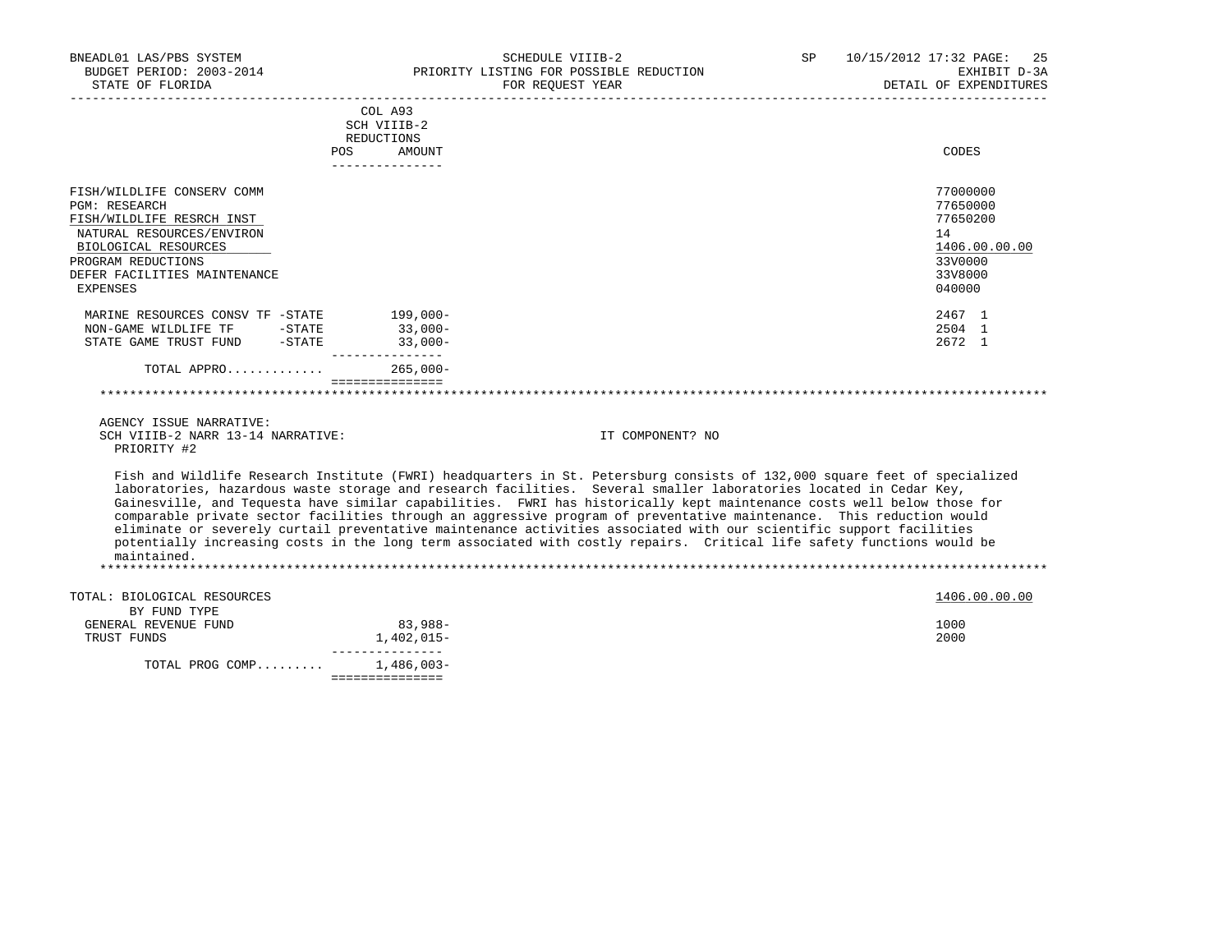BNEADL01 LAS/PBS SYSTEM
BUDGET PERIOD: 2003-2014
STATE OF FLORIDA

SCHEDULE VIIIB-2
PRIORITY LISTING FOR POSSIBLE REDUCTION
FOR REQUEST YEAR

SP 10/15/2012 17:32

EXHIBIT D-3A
DETAIL OF EXPENDITURES

| | COL A93 SCH VIIIB-2 REDUCTIONS POS | AMOUNT | CODES |
|---|---|---|---|
| FISH/WILDLIFE CONSERV COMM | | | 77000000 |
| PGM: RESEARCH | | | 77650000 |
| FISH/WILDLIFE RESRCH INST | | | 77650200 |
| NATURAL RESOURCES/ENVIRON | | | 14 |
| BIOLOGICAL RESOURCES | | | 1406.00.00.00 |
| PROGRAM REDUCTIONS | | | 33V0000 |
| DEFER FACILITIES MAINTENANCE | | | 33V8000 |
| EXPENSES | | | 040000 |
| MARINE RESOURCES CONSV TF -STATE | | 199,000- | 2467 1 |
| NON-GAME WILDLIFE TF -STATE | | 33,000- | 2504 1 |
| STATE GAME TRUST FUND -STATE | | 33,000- | 2672 1 |
| TOTAL APPRO............. | | 265,000- | |

AGENCY ISSUE NARRATIVE:
SCH VIIIB-2 NARR 13-14 NARRATIVE: IT COMPONENT? NO
PRIORITY #2

Fish and Wildlife Research Institute (FWRI) headquarters in St. Petersburg consists of 132,000 square feet of specialized laboratories, hazardous waste storage and research facilities. Several smaller laboratories located in Cedar Key, Gainesville, and Tequesta have similar capabilities. FWRI has historically kept maintenance costs well below those for comparable private sector facilities through an aggressive program of preventative maintenance. This reduction would eliminate or severely curtail preventative maintenance activities associated with our scientific support facilities potentially increasing costs in the long term associated with costly repairs. Critical life safety functions would be maintained.

| | | AMOUNT | CODES |
|---|---|---|---|
| TOTAL: BIOLOGICAL RESOURCES | | | 1406.00.00.00 |
| BY FUND TYPE | | | |
| GENERAL REVENUE FUND | | 83,988- | 1000 |
| TRUST FUNDS | | 1,402,015- | 2000 |
| TOTAL PROG COMP......... | | 1,486,003- | |